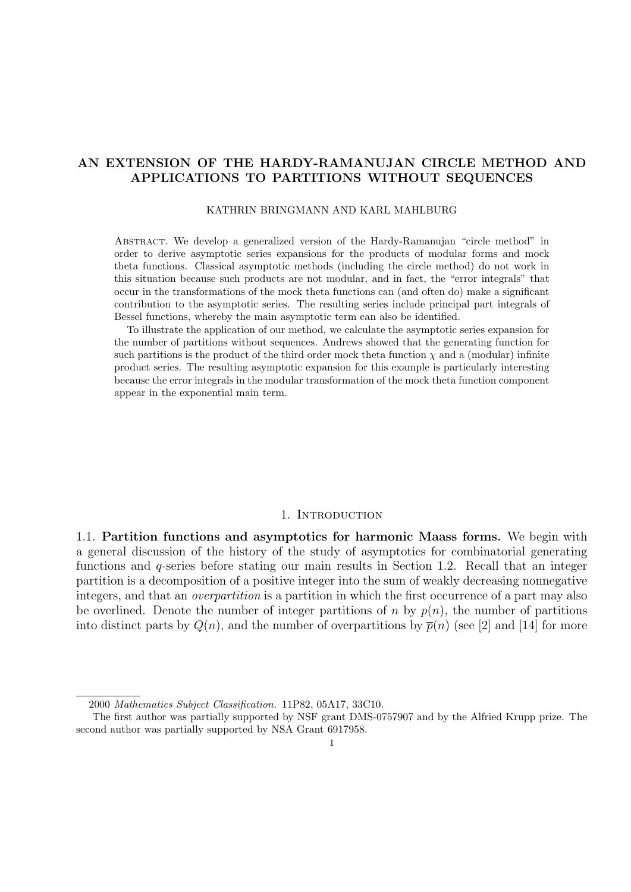# AN EXTENSION OF THE HARDY-RAMANUJAN CIRCLE METHOD AND APPLICATIONS TO PARTITIONS WITHOUT SEQUENCES

KATHRIN BRINGMANN AND KARL MAHLBURG

Abstract. We develop a generalized version of the Hardy-Ramanujan "circle method" in order to derive asymptotic series expansions for the products of modular forms and mock theta functions. Classical asymptotic methods (including the circle method) do not work in this situation because such products are not modular, and in fact, the "error integrals" that occur in the transformations of the mock theta functions can (and often do) make a significant contribution to the asymptotic series. The resulting series include principal part integrals of Bessel functions, whereby the main asymptotic term can also be identified.

To illustrate the application of our method, we calculate the asymptotic series expansion for the number of partitions without sequences. Andrews showed that the generating function for such partitions is the product of the third order mock theta function $\chi$ and a (modular) infinite product series. The resulting asymptotic expansion for this example is particularly interesting because the error integrals in the modular transformation of the mock theta function component appear in the exponential main term.

## 1. Introduction

### 1.1. Partition functions and asymptotics for harmonic Maass forms.

**Partition functions and asymptotics for harmonic Maass forms.** We begin with a general discussion of the history of the study of asymptotics for combinatorial generating functions and $q$-series before stating our main results in Section 1.2. Recall that an integer partition is a decomposition of a positive integer into the sum of weakly decreasing nonnegative integers, and that an *overpartition* is a partition in which the first occurrence of a part may also be overlined. Denote the number of integer partitions of $n$ by $p(n)$, the number of partitions into distinct parts by $Q(n)$, and the number of overpartitions by $\overline{p}(n)$ (see [2] and [14] for more

2000 *Mathematics Subject Classification.* 11P82, 05A17, 33C10.

The first author was partially supported by NSF grant DMS-0757907 and by the Alfried Krupp prize. The second author was partially supported by NSA Grant 6917958.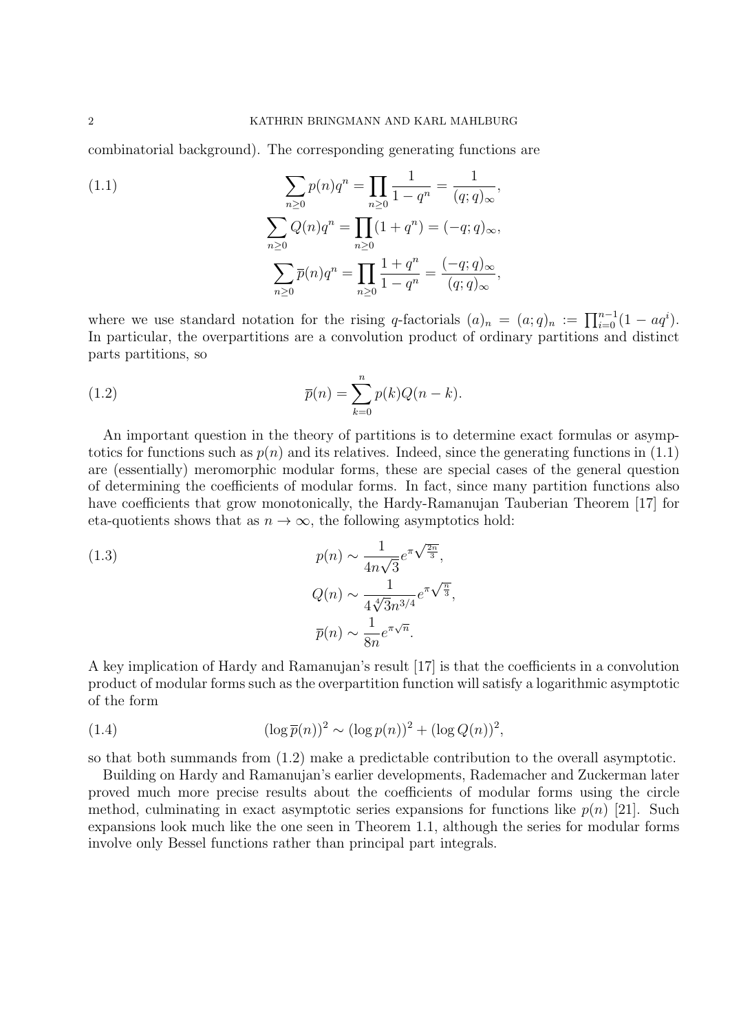combinatorial background). The corresponding generating functions are

$$
\begin{aligned}
\sum_{n\geq 0} p(n)q^n &= \prod_{n\geq 0} \frac{1}{1-q^n} = \frac{1}{(q;q)_\infty}, \\
\sum_{n\geq 0} Q(n)q^n &= \prod_{n\geq 0} (1+q^n) = (-q;q)_\infty, \\
\sum_{n\geq 0} \overline{p}(n)q^n &= \prod_{n\geq 0} \frac{1+q^n}{1-q^n} = \frac{(-q;q)_\infty}{(q;q)_\infty},
\end{aligned} \tag{1.1}
$$

where we use standard notation for the rising $q$-factorials $(a)_n = (a;q)_n := \prod_{i=0}^{n-1}(1-aq^i)$. In particular, the overpartitions are a convolution product of ordinary partitions and distinct parts partitions, so

$$
\overline{p}(n) = \sum_{k=0}^{n} p(k)Q(n-k). \tag{1.2}
$$

An important question in the theory of partitions is to determine exact formulas or asymptotics for functions such as $p(n)$ and its relatives. Indeed, since the generating functions in (1.1) are (essentially) meromorphic modular forms, these are special cases of the general question of determining the coefficients of modular forms. In fact, since many partition functions also have coefficients that grow monotonically, the Hardy-Ramanujan Tauberian Theorem [17] for eta-quotients shows that as $n \to \infty$, the following asymptotics hold:

$$
\begin{aligned}
p(n) &\sim \frac{1}{4n\sqrt{3}} e^{\pi\sqrt{\frac{2n}{3}}}, \\
Q(n) &\sim \frac{1}{4\sqrt[4]{3}n^{3/4}} e^{\pi\sqrt{\frac{n}{3}}}, \\
\overline{p}(n) &\sim \frac{1}{8n} e^{\pi\sqrt{n}}.
\end{aligned} \tag{1.3}
$$

A key implication of Hardy and Ramanujan's result [17] is that the coefficients in a convolution product of modular forms such as the overpartition function will satisfy a logarithmic asymptotic of the form

$$
(\log \overline{p}(n))^2 \sim (\log p(n))^2 + (\log Q(n))^2, \tag{1.4}
$$

so that both summands from (1.2) make a predictable contribution to the overall asymptotic.

Building on Hardy and Ramanujan's earlier developments, Rademacher and Zuckerman later proved much more precise results about the coefficients of modular forms using the circle method, culminating in exact asymptotic series expansions for functions like $p(n)$ [21]. Such expansions look much like the one seen in Theorem 1.1, although the series for modular forms involve only Bessel functions rather than principal part integrals.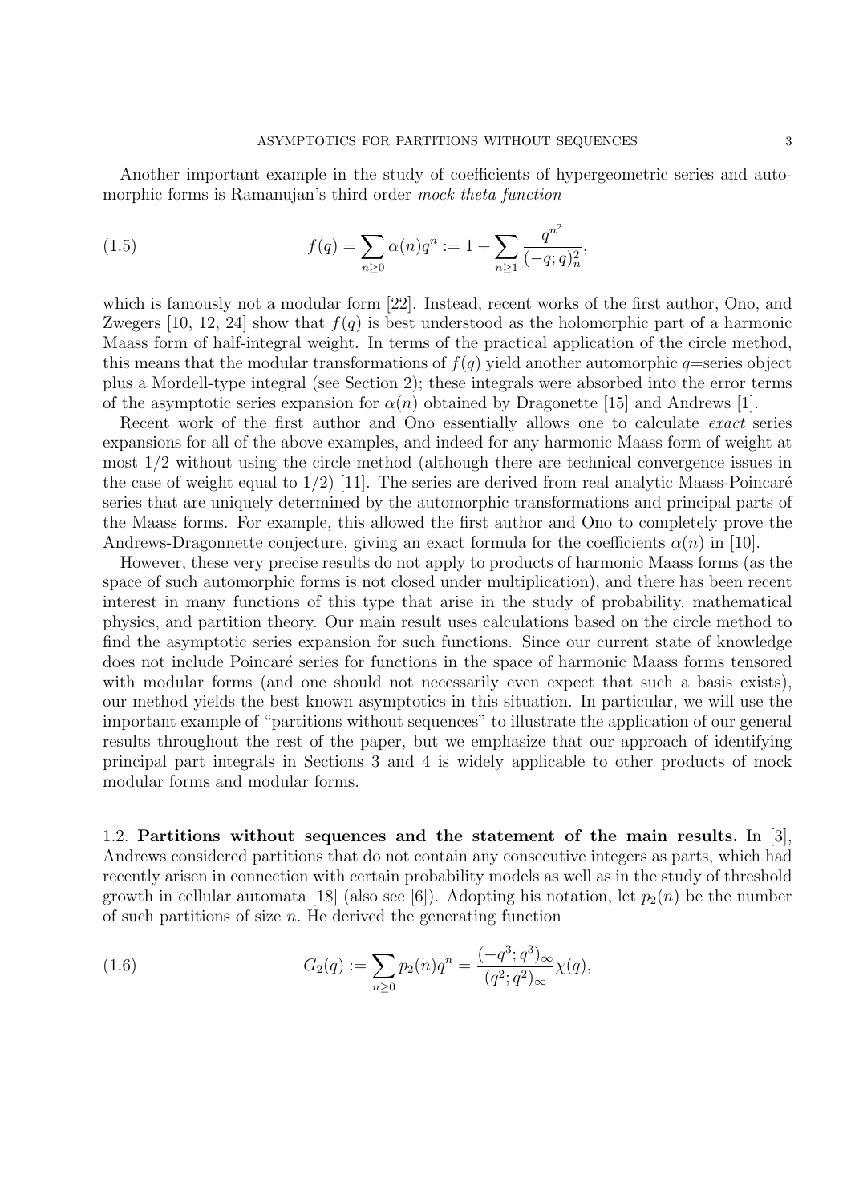Another important example in the study of coefficients of hypergeometric series and automorphic forms is Ramanujan's third order *mock theta function*

$$f(q) = \sum_{n \geq 0} \alpha(n) q^n := 1 + \sum_{n \geq 1} \frac{q^{n^2}}{(-q;q)_n^2}, \tag{1.5}$$

which is famously not a modular form [22]. Instead, recent works of the first author, Ono, and Zwegers [10, 12, 24] show that $f(q)$ is best understood as the holomorphic part of a harmonic Maass form of half-integral weight. In terms of the practical application of the circle method, this means that the modular transformations of $f(q)$ yield another automorphic $q$=series object plus a Mordell-type integral (see Section 2); these integrals were absorbed into the error terms of the asymptotic series expansion for $\alpha(n)$ obtained by Dragonette [15] and Andrews [1].

Recent work of the first author and Ono essentially allows one to calculate *exact* series expansions for all of the above examples, and indeed for any harmonic Maass form of weight at most $1/2$ without using the circle method (although there are technical convergence issues in the case of weight equal to $1/2$) [11]. The series are derived from real analytic Maass-Poincaré series that are uniquely determined by the automorphic transformations and principal parts of the Maass forms. For example, this allowed the first author and Ono to completely prove the Andrews-Dragonnette conjecture, giving an exact formula for the coefficients $\alpha(n)$ in [10].

However, these very precise results do not apply to products of harmonic Maass forms (as the space of such automorphic forms is not closed under multiplication), and there has been recent interest in many functions of this type that arise in the study of probability, mathematical physics, and partition theory. Our main result uses calculations based on the circle method to find the asymptotic series expansion for such functions. Since our current state of knowledge does not include Poincaré series for functions in the space of harmonic Maass forms tensored with modular forms (and one should not necessarily even expect that such a basis exists), our method yields the best known asymptotics in this situation. In particular, we will use the important example of "partitions without sequences" to illustrate the application of our general results throughout the rest of the paper, but we emphasize that our approach of identifying principal part integrals in Sections 3 and 4 is widely applicable to other products of mock modular forms and modular forms.

### 1.2. Partitions without sequences and the statement of the main results.

In [3], Andrews considered partitions that do not contain any consecutive integers as parts, which had recently arisen in connection with certain probability models as well as in the study of threshold growth in cellular automata [18] (also see [6]). Adopting his notation, let $p_2(n)$ be the number of such partitions of size $n$. He derived the generating function

$$G_2(q) := \sum_{n \geq 0} p_2(n) q^n = \frac{(-q^3;q^3)_\infty}{(q^2;q^2)_\infty} \chi(q), \tag{1.6}$$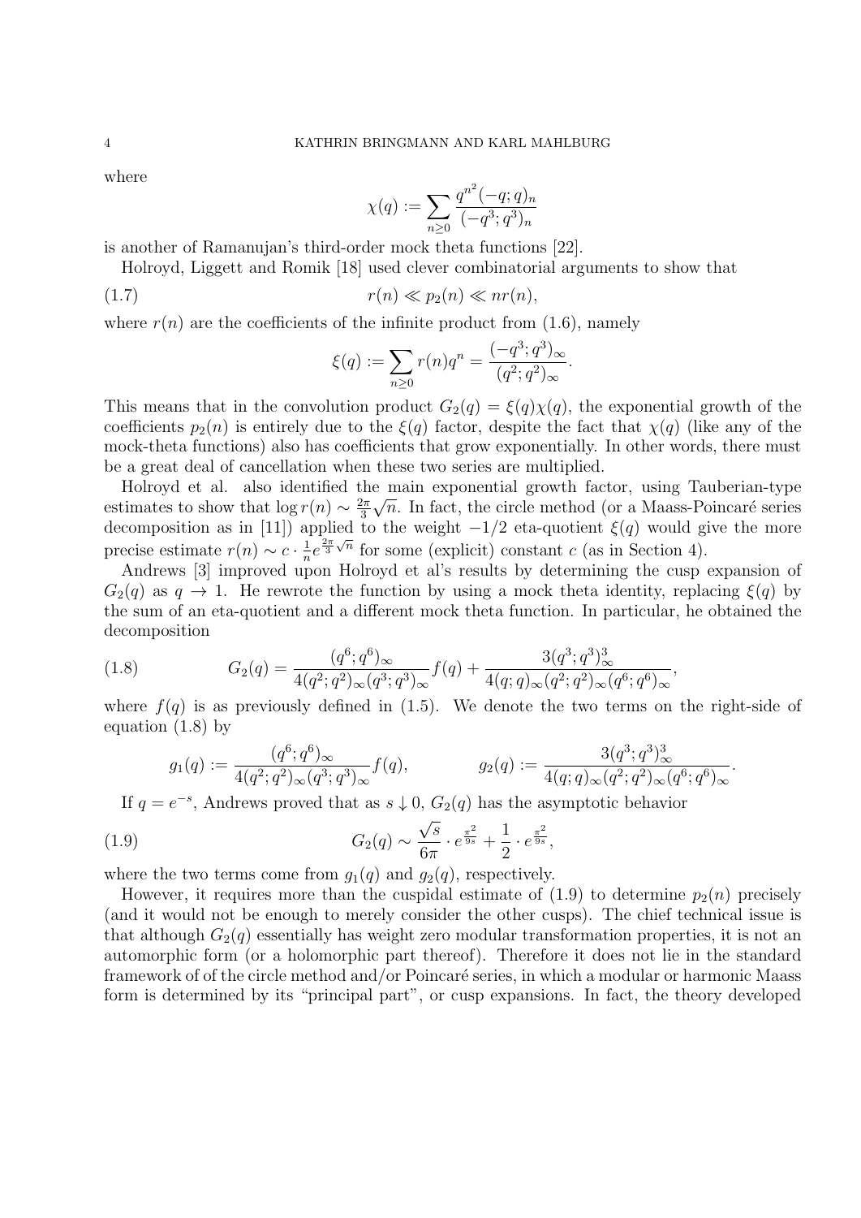where

$$\chi(q) := \sum_{n\geq 0} \frac{q^{n^2}(-q;q)_n}{(-q^3;q^3)_n}$$

is another of Ramanujan's third-order mock theta functions [22].

Holroyd, Liggett and Romik [18] used clever combinatorial arguments to show that

$$r(n) \ll p_2(n) \ll nr(n), \tag{1.7}$$

where $r(n)$ are the coefficients of the infinite product from (1.6), namely

$$\xi(q) := \sum_{n\geq 0} r(n)q^n = \frac{(-q^3;q^3)_\infty}{(q^2;q^2)_\infty}.$$

This means that in the convolution product $G_2(q) = \xi(q)\chi(q)$, the exponential growth of the coefficients $p_2(n)$ is entirely due to the $\xi(q)$ factor, despite the fact that $\chi(q)$ (like any of the mock-theta functions) also has coefficients that grow exponentially. In other words, there must be a great deal of cancellation when these two series are multiplied.

Holroyd et al. also identified the main exponential growth factor, using Tauberian-type estimates to show that $\log r(n) \sim \frac{2\pi}{3}\sqrt{n}$. In fact, the circle method (or a Maass-Poincaré series decomposition as in [11]) applied to the weight $-1/2$ eta-quotient $\xi(q)$ would give the more precise estimate $r(n) \sim c \cdot \frac{1}{n} e^{\frac{2\pi}{3}\sqrt{n}}$ for some (explicit) constant $c$ (as in Section 4).

Andrews [3] improved upon Holroyd et al's results by determining the cusp expansion of $G_2(q)$ as $q \to 1$. He rewrote the function by using a mock theta identity, replacing $\xi(q)$ by the sum of an eta-quotient and a different mock theta function. In particular, he obtained the decomposition

$$G_2(q) = \frac{(q^6;q^6)_\infty}{4(q^2;q^2)_\infty(q^3;q^3)_\infty} f(q) + \frac{3(q^3;q^3)_\infty^3}{4(q;q)_\infty(q^2;q^2)_\infty(q^6;q^6)_\infty}, \tag{1.8}$$

where $f(q)$ is as previously defined in (1.5). We denote the two terms on the right-side of equation (1.8) by

$$g_1(q) := \frac{(q^6;q^6)_\infty}{4(q^2;q^2)_\infty(q^3;q^3)_\infty} f(q), \qquad g_2(q) := \frac{3(q^3;q^3)_\infty^3}{4(q;q)_\infty(q^2;q^2)_\infty(q^6;q^6)_\infty}.$$

If $q = e^{-s}$, Andrews proved that as $s \downarrow 0$, $G_2(q)$ has the asymptotic behavior

$$G_2(q) \sim \frac{\sqrt{s}}{6\pi} \cdot e^{\frac{\pi^2}{9s}} + \frac{1}{2} \cdot e^{\frac{\pi^2}{9s}}, \tag{1.9}$$

where the two terms come from $g_1(q)$ and $g_2(q)$, respectively.

However, it requires more than the cuspidal estimate of (1.9) to determine $p_2(n)$ precisely (and it would not be enough to merely consider the other cusps). The chief technical issue is that although $G_2(q)$ essentially has weight zero modular transformation properties, it is not an automorphic form (or a holomorphic part thereof). Therefore it does not lie in the standard framework of of the circle method and/or Poincaré series, in which a modular or harmonic Maass form is determined by its "principal part", or cusp expansions. In fact, the theory developed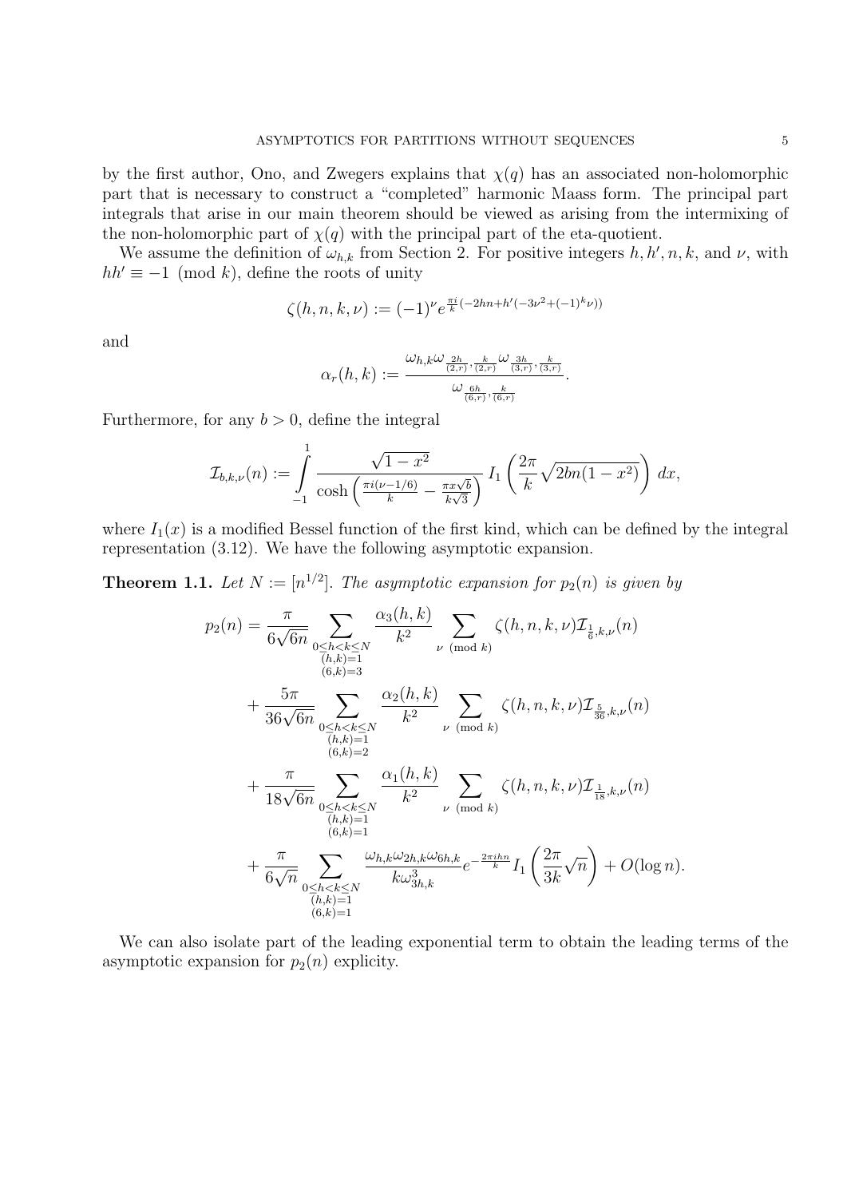by the first author, Ono, and Zwegers explains that $\chi(q)$ has an associated non-holomorphic part that is necessary to construct a "completed" harmonic Maass form. The principal part integrals that arise in our main theorem should be viewed as arising from the intermixing of the non-holomorphic part of $\chi(q)$ with the principal part of the eta-quotient.

We assume the definition of $\omega_{h,k}$ from Section 2. For positive integers $h, h', n, k$, and $\nu$, with $hh' \equiv -1 \pmod{k}$, define the roots of unity

$$\zeta(h, n, k, \nu) := (-1)^{\nu} e^{\frac{\pi i}{k}(-2hn + h'(-3\nu^2 + (-1)^k \nu))}$$

and

$$\alpha_r(h, k) := \frac{\omega_{h,k} \omega_{\frac{2h}{(2,r)}, \frac{k}{(2,r)}} \omega_{\frac{3h}{(3,r)}, \frac{k}{(3,r)}}}{\omega_{\frac{6h}{(6,r)}, \frac{k}{(6,r)}}}.$$

Furthermore, for any $b > 0$, define the integral

$$\mathcal{I}_{b,k,\nu}(n) := \int_{-1}^{1} \frac{\sqrt{1-x^2}}{\cosh\left(\frac{\pi i(\nu - 1/6)}{k} - \frac{\pi x \sqrt{b}}{k\sqrt{3}}\right)} I_1\left(\frac{2\pi}{k}\sqrt{2bn(1-x^2)}\right) dx,$$

where $I_1(x)$ is a modified Bessel function of the first kind, which can be defined by the integral representation (3.12). We have the following asymptotic expansion.

**Theorem 1.1.** *Let $N := [n^{1/2}]$. The asymptotic expansion for $p_2(n)$ is given by*

$$\begin{aligned}
p_2(n) = \, & \frac{\pi}{6\sqrt{6n}} \sum_{\substack{0 \le h < k \le N \\ (h,k)=1 \\ (6,k)=3}} \frac{\alpha_3(h,k)}{k^2} \sum_{\nu \pmod{k}} \zeta(h, n, k, \nu) \mathcal{I}_{\frac{1}{6},k,\nu}(n) \\
& + \frac{5\pi}{36\sqrt{6n}} \sum_{\substack{0 \le h < k \le N \\ (h,k)=1 \\ (6,k)=2}} \frac{\alpha_2(h,k)}{k^2} \sum_{\nu \pmod{k}} \zeta(h, n, k, \nu) \mathcal{I}_{\frac{5}{36},k,\nu}(n) \\
& + \frac{\pi}{18\sqrt{6n}} \sum_{\substack{0 \le h < k \le N \\ (h,k)=1 \\ (6,k)=1}} \frac{\alpha_1(h,k)}{k^2} \sum_{\nu \pmod{k}} \zeta(h, n, k, \nu) \mathcal{I}_{\frac{1}{18},k,\nu}(n) \\
& + \frac{\pi}{6\sqrt{n}} \sum_{\substack{0 \le h < k \le N \\ (h,k)=1 \\ (6,k)=1}} \frac{\omega_{h,k} \omega_{2h,k} \omega_{6h,k}}{k \omega_{3h,k}^3} e^{-\frac{2\pi i h n}{k}} I_1\left(\frac{2\pi}{3k}\sqrt{n}\right) + O(\log n).
\end{aligned}$$

We can also isolate part of the leading exponential term to obtain the leading terms of the asymptotic expansion for $p_2(n)$ explicitly.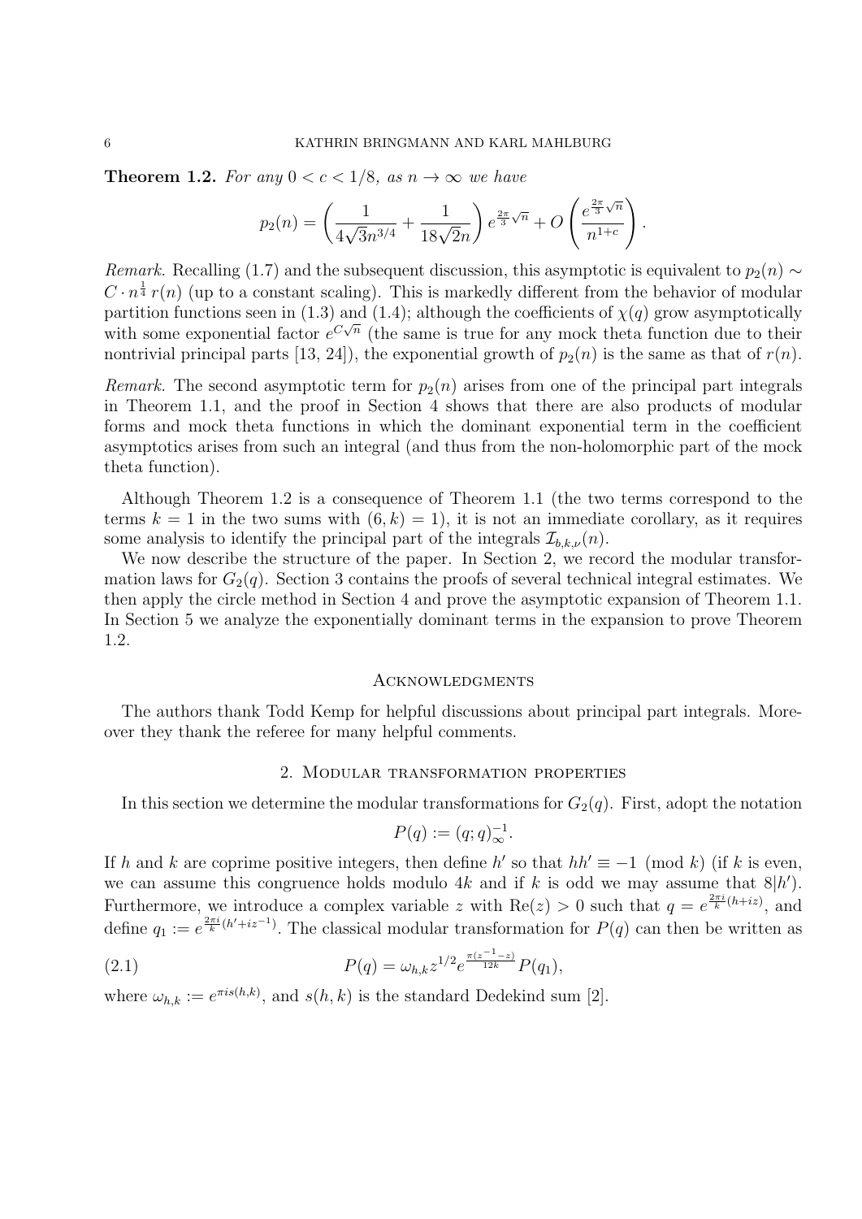**Theorem 1.2.** *For any $0 < c < 1/8$, as $n \to \infty$ we have*

$$p_2(n) = \left( \frac{1}{4\sqrt{3}n^{3/4}} + \frac{1}{18\sqrt{2}n} \right) e^{\frac{2\pi}{3}\sqrt{n}} + O\left( \frac{e^{\frac{2\pi}{3}\sqrt{n}}}{n^{1+c}} \right).$$

*Remark.* Recalling (1.7) and the subsequent discussion, this asymptotic is equivalent to $p_2(n) \sim C \cdot n^{\frac{1}{4}}\, r(n)$ (up to a constant scaling). This is markedly different from the behavior of modular partition functions seen in (1.3) and (1.4); although the coefficients of $\chi(q)$ grow asymptotically with some exponential factor $e^{C\sqrt{n}}$ (the same is true for any mock theta function due to their nontrivial principal parts [13, 24]), the exponential growth of $p_2(n)$ is the same as that of $r(n)$.

*Remark.* The second asymptotic term for $p_2(n)$ arises from one of the principal part integrals in Theorem 1.1, and the proof in Section 4 shows that there are also products of modular forms and mock theta functions in which the dominant exponential term in the coefficient asymptotics arises from such an integral (and thus from the non-holomorphic part of the mock theta function).

Although Theorem 1.2 is a consequence of Theorem 1.1 (the two terms correspond to the terms $k = 1$ in the two sums with $(6, k) = 1$), it is not an immediate corollary, as it requires some analysis to identify the principal part of the integrals $\mathcal{I}_{b,k,\nu}(n)$.

We now describe the structure of the paper. In Section 2, we record the modular transformation laws for $G_2(q)$. Section 3 contains the proofs of several technical integral estimates. We then apply the circle method in Section 4 and prove the asymptotic expansion of Theorem 1.1. In Section 5 we analyze the exponentially dominant terms in the expansion to prove Theorem 1.2.

## Acknowledgments

The authors thank Todd Kemp for helpful discussions about principal part integrals. Moreover they thank the referee for many helpful comments.

## 2. Modular transformation properties

In this section we determine the modular transformations for $G_2(q)$. First, adopt the notation

$$P(q) := (q;q)_\infty^{-1}.$$

If $h$ and $k$ are coprime positive integers, then define $h'$ so that $hh' \equiv -1 \pmod{k}$ (if $k$ is even, we can assume this congruence holds modulo $4k$ and if $k$ is odd we may assume that $8|h'$). Furthermore, we introduce a complex variable $z$ with $\mathrm{Re}(z) > 0$ such that $q = e^{\frac{2\pi i}{k}(h+iz)}$, and define $q_1 := e^{\frac{2\pi i}{k}(h'+iz^{-1})}$. The classical modular transformation for $P(q)$ can then be written as

$$P(q) = \omega_{h,k} z^{1/2} e^{\frac{\pi(z^{-1}-z)}{12k}} P(q_1), \tag{2.1}$$

where $\omega_{h,k} := e^{\pi i s(h,k)}$, and $s(h,k)$ is the standard Dedekind sum [2].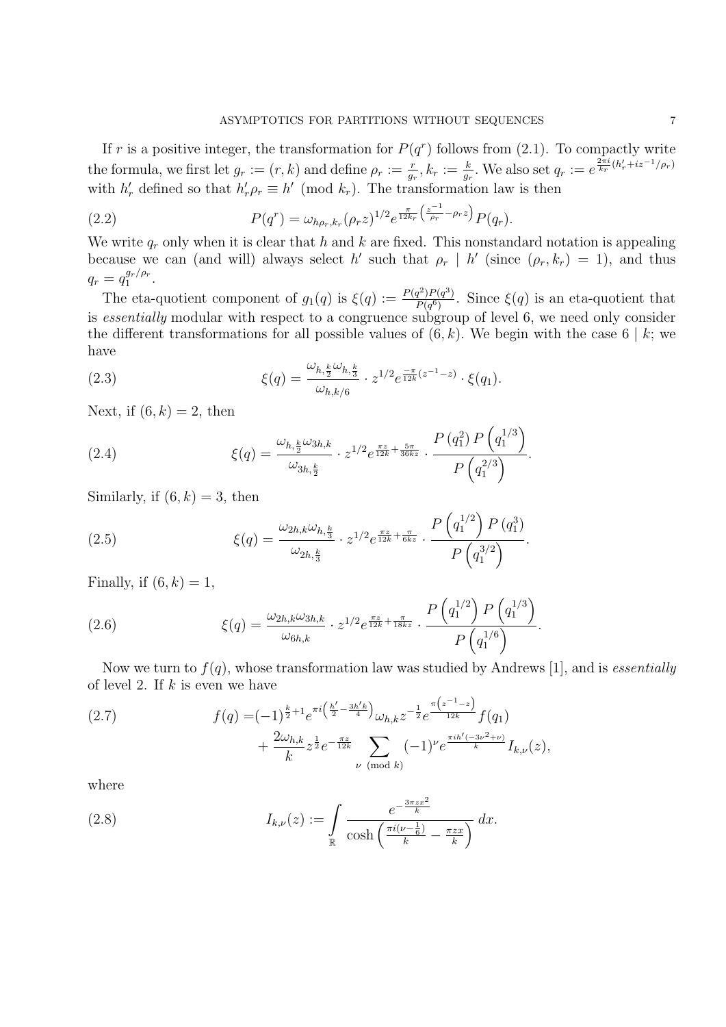If $r$ is a positive integer, the transformation for $P(q^r)$ follows from (2.1). To compactly write the formula, we first let $g_r := (r, k)$ and define $\rho_r := \frac{r}{g_r}, k_r := \frac{k}{g_r}$. We also set $q_r := e^{\frac{2\pi i}{k_r}(h'_r + iz^{-1}/\rho_r)}$ with $h'_r$ defined so that $h'_r \rho_r \equiv h' \pmod{k_r}$. The transformation law is then

$$P(q^r) = \omega_{h\rho_r, k_r} (\rho_r z)^{1/2} e^{\frac{\pi}{12 k_r}\left(\frac{z^{-1}}{\rho_r} - \rho_r z\right)} P(q_r). \tag{2.2}$$

We write $q_r$ only when it is clear that $h$ and $k$ are fixed. This nonstandard notation is appealing because we can (and will) always select $h'$ such that $\rho_r \mid h'$ (since $(\rho_r, k_r) = 1$), and thus $q_r = q_1^{g_r/\rho_r}$.

The eta-quotient component of $g_1(q)$ is $\xi(q) := \frac{P(q^2)P(q^3)}{P(q^6)}$. Since $\xi(q)$ is an eta-quotient that is *essentially* modular with respect to a congruence subgroup of level 6, we need only consider the different transformations for all possible values of $(6, k)$. We begin with the case $6 \mid k$; we have

$$\xi(q) = \frac{\omega_{h, \frac{k}{2}} \omega_{h, \frac{k}{3}}}{\omega_{h, k/6}} \cdot z^{1/2} e^{\frac{-\pi}{12k}(z^{-1} - z)} \cdot \xi(q_1). \tag{2.3}$$

Next, if $(6, k) = 2$, then

$$\xi(q) = \frac{\omega_{h, \frac{k}{2}} \omega_{3h, k}}{\omega_{3h, \frac{k}{2}}} \cdot z^{1/2} e^{\frac{\pi z}{12k} + \frac{5\pi}{36kz}} \cdot \frac{P\left(q_1^2\right) P\left(q_1^{1/3}\right)}{P\left(q_1^{2/3}\right)}. \tag{2.4}$$

Similarly, if $(6, k) = 3$, then

$$\xi(q) = \frac{\omega_{2h, k} \omega_{h, \frac{k}{3}}}{\omega_{2h, \frac{k}{3}}} \cdot z^{1/2} e^{\frac{\pi z}{12k} + \frac{\pi}{6kz}} \cdot \frac{P\left(q_1^{1/2}\right) P\left(q_1^3\right)}{P\left(q_1^{3/2}\right)}. \tag{2.5}$$

Finally, if $(6, k) = 1$,

$$\xi(q) = \frac{\omega_{2h, k} \omega_{3h, k}}{\omega_{6h, k}} \cdot z^{1/2} e^{\frac{\pi z}{12k} + \frac{\pi}{18kz}} \cdot \frac{P\left(q_1^{1/2}\right) P\left(q_1^{1/3}\right)}{P\left(q_1^{1/6}\right)}. \tag{2.6}$$

Now we turn to $f(q)$, whose transformation law was studied by Andrews [1], and is *essentially* of level 2. If $k$ is even we have

$$\begin{aligned} f(q) =& (-1)^{\frac{k}{2}+1} e^{\pi i \left(\frac{h'}{2} - \frac{3h'k}{4}\right)} \omega_{h,k} z^{-\frac{1}{2}} e^{\frac{\pi\left(z^{-1} - z\right)}{12k}} f(q_1) \\ &+ \frac{2\omega_{h,k}}{k} z^{\frac{1}{2}} e^{-\frac{\pi z}{12k}} \sum_{\nu \pmod{k}} (-1)^{\nu} e^{\frac{\pi i h'(-3\nu^2 + \nu)}{k}} I_{k,\nu}(z), \end{aligned} \tag{2.7}$$

where

$$I_{k,\nu}(z) := \int\limits_{\mathbb{R}} \frac{e^{-\frac{3\pi z x^2}{k}}}{\cosh\left(\frac{\pi i (\nu - \frac{1}{6})}{k} - \frac{\pi z x}{k}\right)} \, dx. \tag{2.8}$$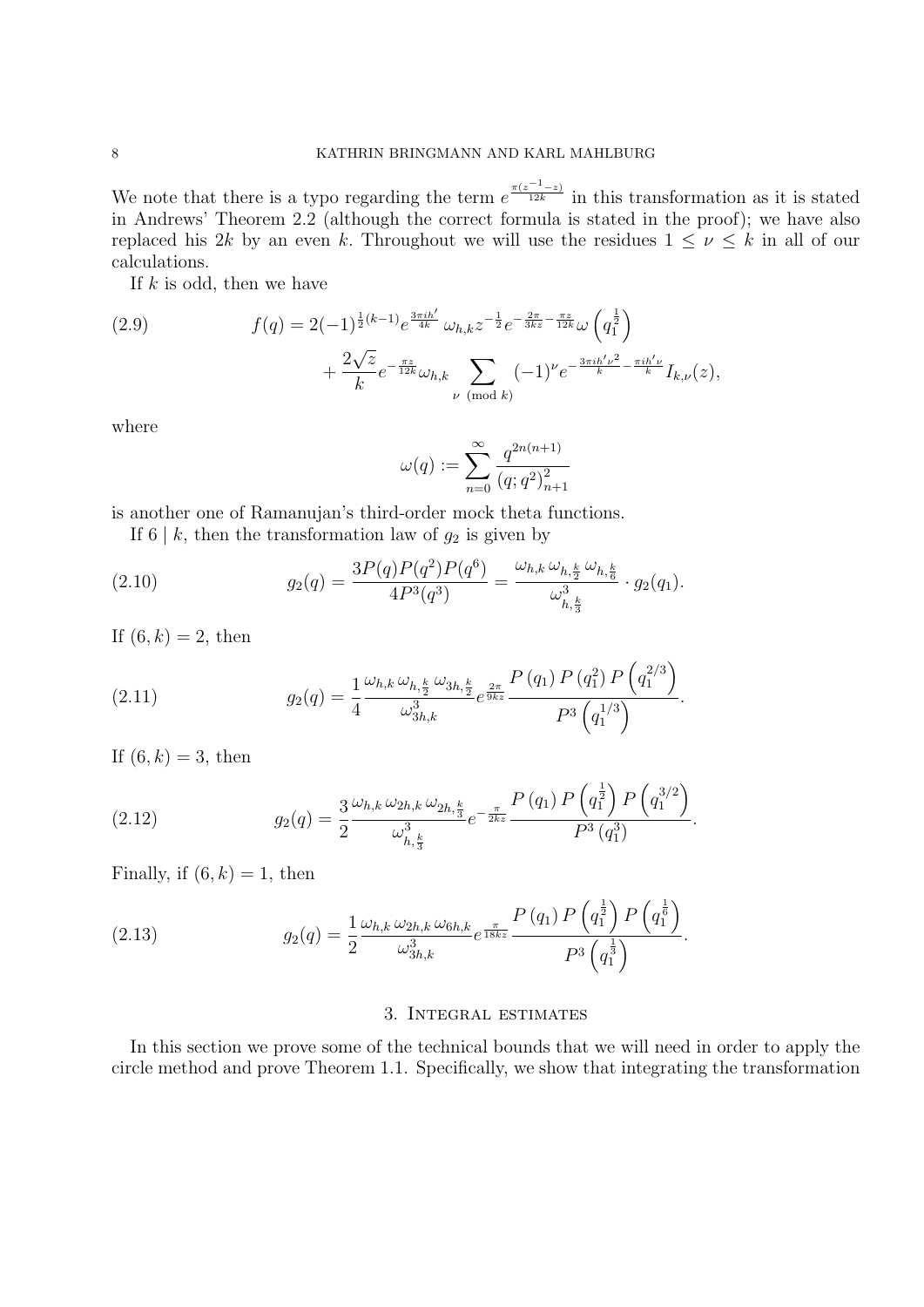We note that there is a typo regarding the term $e^{\frac{\pi(z^{-1}-z)}{12k}}$ in this transformation as it is stated in Andrews' Theorem 2.2 (although the correct formula is stated in the proof); we have also replaced his $2k$ by an even $k$. Throughout we will use the residues $1 \leq \nu \leq k$ in all of our calculations.

If $k$ is odd, then we have

$$
\begin{aligned}
f(q) = {} & 2(-1)^{\frac{1}{2}(k-1)} e^{\frac{3\pi i h'}{4k}} \, \omega_{h,k} z^{-\frac{1}{2}} e^{-\frac{2\pi}{3kz} - \frac{\pi z}{12k}} \omega\left(q_1^{\frac{1}{2}}\right) \\
& + \frac{2\sqrt{z}}{k} e^{-\frac{\pi z}{12k}} \omega_{h,k} \sum_{\nu \pmod{k}} (-1)^{\nu} e^{-\frac{3\pi i h' \nu^2}{k} - \frac{\pi i h' \nu}{k}} I_{k,\nu}(z),
\end{aligned}
\tag{2.9}
$$

where

$$
\omega(q) := \sum_{n=0}^{\infty} \frac{q^{2n(n+1)}}{(q;q^2)_{n+1}^2}
$$

is another one of Ramanujan's third-order mock theta functions.

If $6 \mid k$, then the transformation law of $g_2$ is given by

$$
g_2(q) = \frac{3P(q)P(q^2)P(q^6)}{4P^3(q^3)} = \frac{\omega_{h,k}\, \omega_{h,\frac{k}{2}}\, \omega_{h,\frac{k}{6}}}{\omega_{h,\frac{k}{3}}^3} \cdot g_2(q_1).
\tag{2.10}
$$

If $(6,k) = 2$, then

$$
g_2(q) = \frac{1}{4} \frac{\omega_{h,k}\, \omega_{h,\frac{k}{2}}\, \omega_{3h,\frac{k}{2}}}{\omega_{3h,k}^3} e^{\frac{2\pi}{9kz}} \frac{P\left(q_1\right) P\left(q_1^2\right) P\left(q_1^{2/3}\right)}{P^3\left(q_1^{1/3}\right)}.
\tag{2.11}
$$

If $(6,k) = 3$, then

$$
g_2(q) = \frac{3}{2} \frac{\omega_{h,k}\, \omega_{2h,k}\, \omega_{2h,\frac{k}{3}}}{\omega_{h,\frac{k}{3}}^3} e^{-\frac{\pi}{2kz}} \frac{P\left(q_1\right) P\left(q_1^{\frac{1}{2}}\right) P\left(q_1^{3/2}\right)}{P^3\left(q_1^3\right)}.
\tag{2.12}
$$

Finally, if $(6,k) = 1$, then

$$
g_2(q) = \frac{1}{2} \frac{\omega_{h,k}\, \omega_{2h,k}\, \omega_{6h,k}}{\omega_{3h,k}^3} e^{\frac{\pi}{18kz}} \frac{P\left(q_1\right) P\left(q_1^{\frac{1}{2}}\right) P\left(q_1^{\frac{1}{6}}\right)}{P^3\left(q_1^{\frac{1}{3}}\right)}.
\tag{2.13}
$$

## 3. Integral estimates

In this section we prove some of the technical bounds that we will need in order to apply the circle method and prove Theorem 1.1. Specifically, we show that integrating the transformation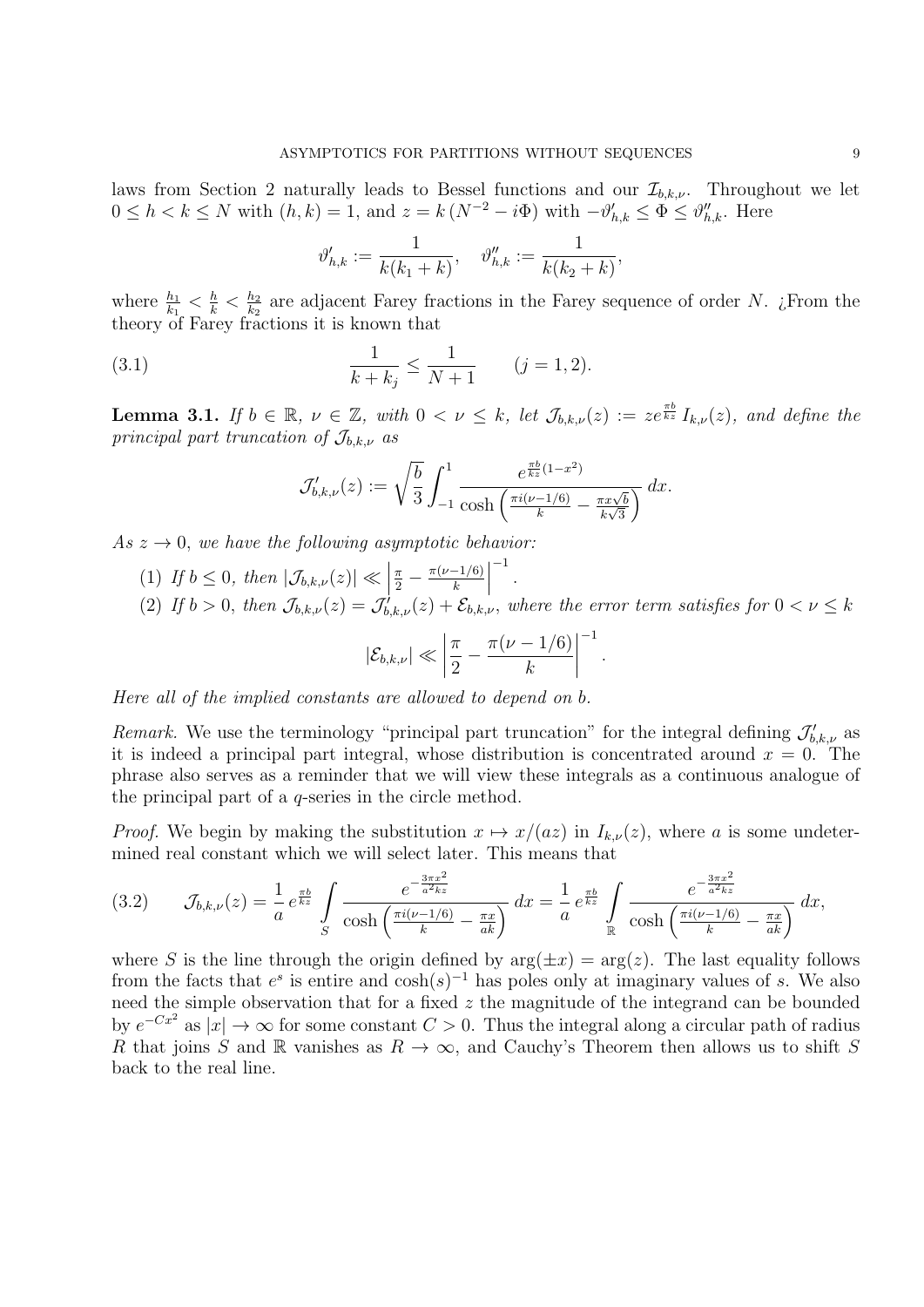laws from Section 2 naturally leads to Bessel functions and our $\mathcal{I}_{b,k,\nu}$. Throughout we let $0 \leq h < k \leq N$ with $(h,k) = 1$, and $z = k\left(N^{-2} - i\Phi\right)$ with $-\vartheta'_{h,k} \leq \Phi \leq \vartheta''_{h,k}$. Here

$$\vartheta'_{h,k} := \frac{1}{k(k_1 + k)}, \quad \vartheta''_{h,k} := \frac{1}{k(k_2 + k)},$$

where $\frac{h_1}{k_1} < \frac{h}{k} < \frac{h_2}{k_2}$ are adjacent Farey fractions in the Farey sequence of order $N$. ¿From the theory of Farey fractions it is known that

$$\frac{1}{k + k_j} \leq \frac{1}{N+1} \qquad (j = 1, 2). \tag{3.1}$$

**Lemma 3.1.** *If $b \in \mathbb{R}$, $\nu \in \mathbb{Z}$, with $0 < \nu \leq k$, let $\mathcal{J}_{b,k,\nu}(z) := z e^{\frac{\pi b}{kz}} I_{k,\nu}(z)$, and define the principal part truncation of $\mathcal{J}_{b,k,\nu}$ as*

$$\mathcal{J}'_{b,k,\nu}(z) := \sqrt{\frac{b}{3}} \int_{-1}^{1} \frac{e^{\frac{\pi b}{kz}(1-x^2)}}{\cosh\left(\frac{\pi i(\nu - 1/6)}{k} - \frac{\pi x \sqrt{b}}{k\sqrt{3}}\right)}\, dx.$$

*As $z \to 0$, we have the following asymptotic behavior:*

1. *If $b \leq 0$, then $|\mathcal{J}_{b,k,\nu}(z)| \ll \left|\frac{\pi}{2} - \frac{\pi(\nu - 1/6)}{k}\right|^{-1}$.*
2. *If $b > 0$, then $\mathcal{J}_{b,k,\nu}(z) = \mathcal{J}'_{b,k,\nu}(z) + \mathcal{E}_{b,k,\nu}$, where the error term satisfies for $0 < \nu \leq k$*

$$|\mathcal{E}_{b,k,\nu}| \ll \left|\frac{\pi}{2} - \frac{\pi(\nu - 1/6)}{k}\right|^{-1}.$$

*Here all of the implied constants are allowed to depend on $b$.*

*Remark.* We use the terminology "principal part truncation" for the integral defining $\mathcal{J}'_{b,k,\nu}$ as it is indeed a principal part integral, whose distribution is concentrated around $x = 0$. The phrase also serves as a reminder that we will view these integrals as a continuous analogue of the principal part of a $q$-series in the circle method.

*Proof.* We begin by making the substitution $x \mapsto x/(az)$ in $I_{k,\nu}(z)$, where $a$ is some undetermined real constant which we will select later. This means that

$$\mathcal{J}_{b,k,\nu}(z) = \frac{1}{a}\, e^{\frac{\pi b}{kz}} \int\limits_{S} \frac{e^{-\frac{3\pi x^2}{a^2 kz}}}{\cosh\left(\frac{\pi i(\nu - 1/6)}{k} - \frac{\pi x}{ak}\right)}\, dx = \frac{1}{a}\, e^{\frac{\pi b}{kz}} \int\limits_{\mathbb{R}} \frac{e^{-\frac{3\pi x^2}{a^2 kz}}}{\cosh\left(\frac{\pi i(\nu - 1/6)}{k} - \frac{\pi x}{ak}\right)}\, dx, \tag{3.2}$$

where $S$ is the line through the origin defined by $\arg(\pm x) = \arg(z)$. The last equality follows from the facts that $e^s$ is entire and $\cosh(s)^{-1}$ has poles only at imaginary values of $s$. We also need the simple observation that for a fixed $z$ the magnitude of the integrand can be bounded by $e^{-Cx^2}$ as $|x| \to \infty$ for some constant $C > 0$. Thus the integral along a circular path of radius $R$ that joins $S$ and $\mathbb{R}$ vanishes as $R \to \infty$, and Cauchy's Theorem then allows us to shift $S$ back to the real line.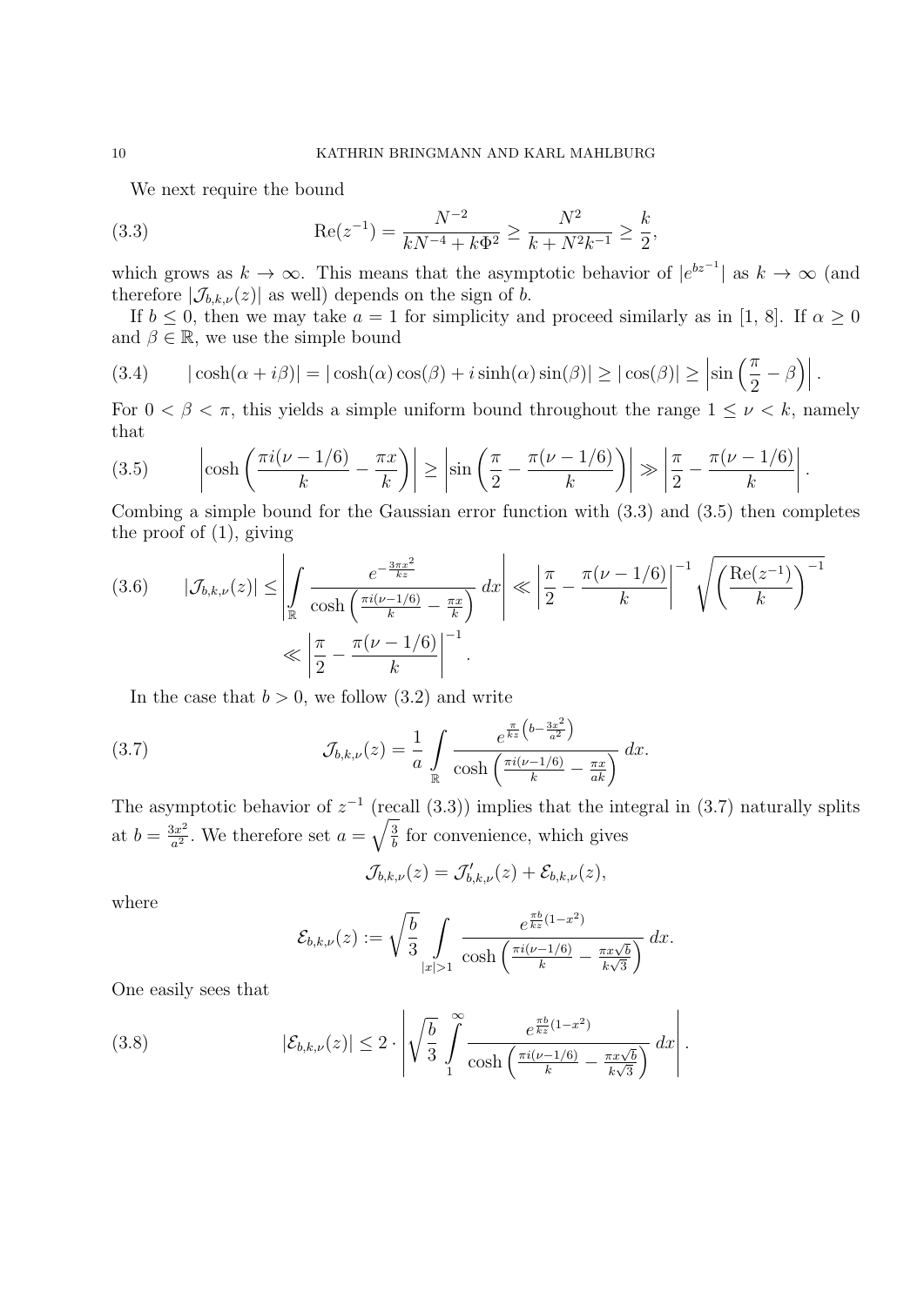We next require the bound

$$\mathrm{Re}(z^{-1}) = \frac{N^{-2}}{kN^{-4} + k\Phi^2} \geq \frac{N^2}{k + N^2k^{-1}} \geq \frac{k}{2}, \tag{3.3}$$

which grows as $k \to \infty$. This means that the asymptotic behavior of $|e^{bz^{-1}}|$ as $k \to \infty$ (and therefore $|\mathcal{J}_{b,k,\nu}(z)|$ as well) depends on the sign of $b$.

If $b \leq 0$, then we may take $a = 1$ for simplicity and proceed similarly as in [1, 8]. If $\alpha \geq 0$ and $\beta \in \mathbb{R}$, we use the simple bound

$$|\cosh(\alpha + i\beta)| = |\cosh(\alpha)\cos(\beta) + i\sinh(\alpha)\sin(\beta)| \geq |\cos(\beta)| \geq \left|\sin\left(\frac{\pi}{2} - \beta\right)\right|. \tag{3.4}$$

For $0 < \beta < \pi$, this yields a simple uniform bound throughout the range $1 \leq \nu < k$, namely that

$$\left|\cosh\left(\frac{\pi i(\nu - 1/6)}{k} - \frac{\pi x}{k}\right)\right| \geq \left|\sin\left(\frac{\pi}{2} - \frac{\pi(\nu - 1/6)}{k}\right)\right| \gg \left|\frac{\pi}{2} - \frac{\pi(\nu - 1/6)}{k}\right|. \tag{3.5}$$

Combing a simple bound for the Gaussian error function with (3.3) and (3.5) then completes the proof of (1), giving

$$\begin{aligned}|\mathcal{J}_{b,k,\nu}(z)| \leq \left|\int_{\mathbb{R}} \frac{e^{-\frac{3\pi x^2}{kz}}}{\cosh\left(\frac{\pi i(\nu-1/6)}{k} - \frac{\pi x}{k}\right)}\, dx\right| &\ll \left|\frac{\pi}{2} - \frac{\pi(\nu - 1/6)}{k}\right|^{-1} \sqrt{\left(\frac{\mathrm{Re}(z^{-1})}{k}\right)^{-1}} \\ &\ll \left|\frac{\pi}{2} - \frac{\pi(\nu - 1/6)}{k}\right|^{-1}.\end{aligned} \tag{3.6}$$

In the case that $b > 0$, we follow (3.2) and write

$$\mathcal{J}_{b,k,\nu}(z) = \frac{1}{a}\int_{\mathbb{R}} \frac{e^{\frac{\pi}{kz}\left(b - \frac{3x^2}{a^2}\right)}}{\cosh\left(\frac{\pi i(\nu-1/6)}{k} - \frac{\pi x}{ak}\right)}\, dx. \tag{3.7}$$

The asymptotic behavior of $z^{-1}$ (recall (3.3)) implies that the integral in (3.7) naturally splits at $b = \frac{3x^2}{a^2}$. We therefore set $a = \sqrt{\frac{3}{b}}$ for convenience, which gives

$$\mathcal{J}_{b,k,\nu}(z) = \mathcal{J}'_{b,k,\nu}(z) + \mathcal{E}_{b,k,\nu}(z),$$

where

$$\mathcal{E}_{b,k,\nu}(z) := \sqrt{\frac{b}{3}} \int_{|x|>1} \frac{e^{\frac{\pi b}{kz}(1-x^2)}}{\cosh\left(\frac{\pi i(\nu-1/6)}{k} - \frac{\pi x\sqrt{b}}{k\sqrt{3}}\right)}\, dx.$$

One easily sees that

$$|\mathcal{E}_{b,k,\nu}(z)| \leq 2 \cdot \left|\sqrt{\frac{b}{3}} \int_1^\infty \frac{e^{\frac{\pi b}{kz}(1-x^2)}}{\cosh\left(\frac{\pi i(\nu-1/6)}{k} - \frac{\pi x\sqrt{b}}{k\sqrt{3}}\right)}\, dx\right|. \tag{3.8}$$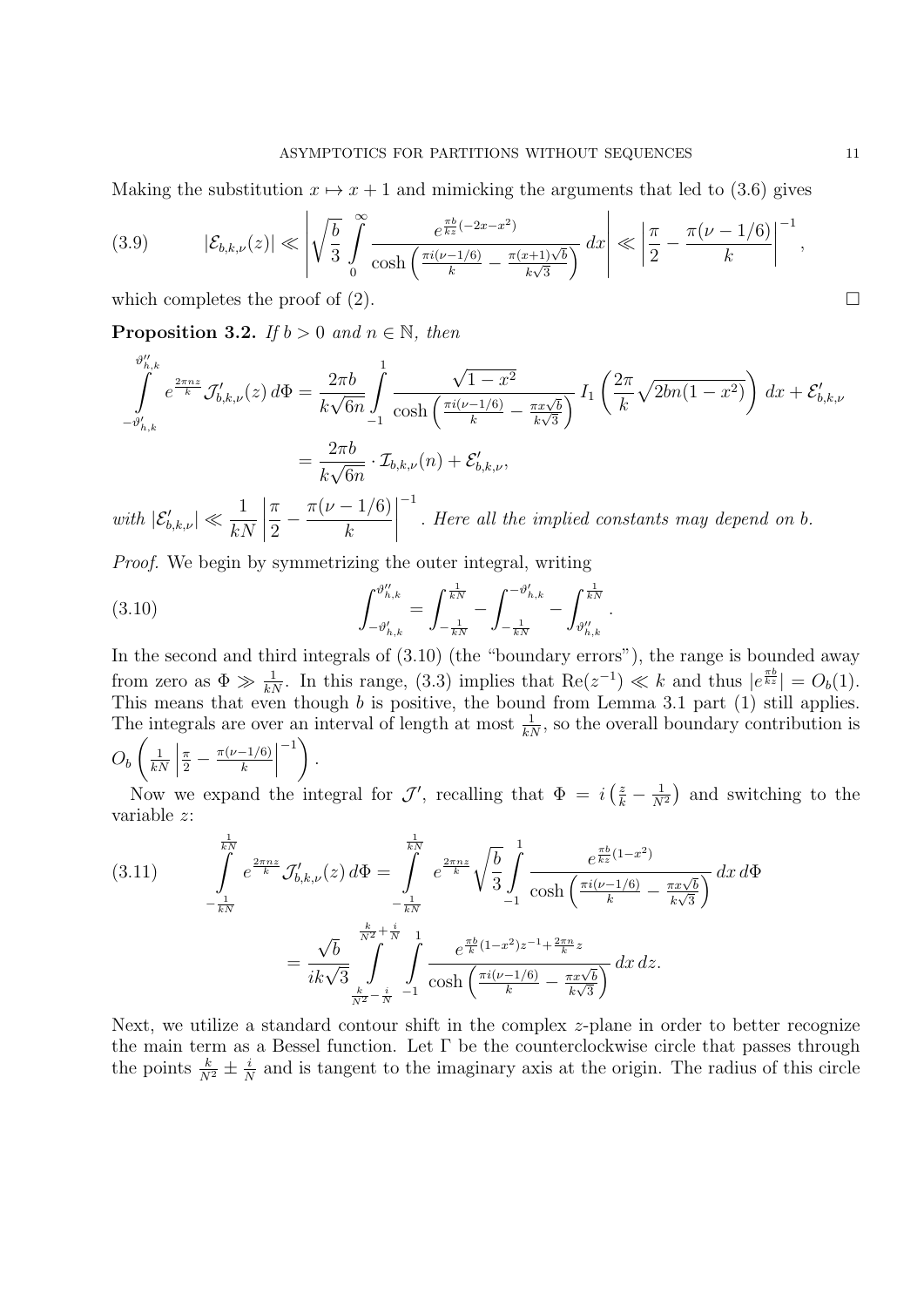Making the substitution $x \mapsto x+1$ and mimicking the arguments that led to (3.6) gives

$$|\mathcal{E}_{b,k,\nu}(z)| \ll \left| \sqrt{\frac{b}{3}} \int_0^\infty \frac{e^{\frac{\pi b}{kz}(-2x-x^2)}}{\cosh\left(\frac{\pi i(\nu-1/6)}{k} - \frac{\pi(x+1)\sqrt{b}}{k\sqrt{3}}\right)} \, dx \right| \ll \left| \frac{\pi}{2} - \frac{\pi(\nu-1/6)}{k} \right|^{-1}, \tag{3.9}$$

which completes the proof of (2). $\square$

**Proposition 3.2.** *If $b > 0$ and $n \in \mathbb{N}$, then*

$$\int_{-\vartheta'_{h,k}}^{\vartheta''_{h,k}} e^{\frac{2\pi n z}{k}} \mathcal{J}'_{b,k,\nu}(z)\, d\Phi = \frac{2\pi b}{k\sqrt{6n}} \int_{-1}^{1} \frac{\sqrt{1-x^2}}{\cosh\left(\frac{\pi i(\nu-1/6)}{k} - \frac{\pi x\sqrt{b}}{k\sqrt{3}}\right)} \, I_1\left(\frac{2\pi}{k}\sqrt{2bn(1-x^2)}\right) dx + \mathcal{E}'_{b,k,\nu}$$

$$= \frac{2\pi b}{k\sqrt{6n}} \cdot \mathcal{I}_{b,k,\nu}(n) + \mathcal{E}'_{b,k,\nu},$$

*with* $|\mathcal{E}'_{b,k,\nu}| \ll \frac{1}{kN}\left|\frac{\pi}{2} - \frac{\pi(\nu-1/6)}{k}\right|^{-1}$. *Here all the implied constants may depend on $b$.*

*Proof.* We begin by symmetrizing the outer integral, writing

$$\int_{-\vartheta'_{h,k}}^{\vartheta''_{h,k}} = \int_{-\frac{1}{kN}}^{\frac{1}{kN}} - \int_{-\frac{1}{kN}}^{-\vartheta'_{h,k}} - \int_{\vartheta''_{h,k}}^{\frac{1}{kN}}. \tag{3.10}$$

In the second and third integrals of (3.10) (the "boundary errors"), the range is bounded away from zero as $\Phi \gg \frac{1}{kN}$. In this range, (3.3) implies that $\mathrm{Re}(z^{-1}) \ll k$ and thus $|e^{\frac{\pi b}{kz}}| = O_b(1)$. This means that even though $b$ is positive, the bound from Lemma 3.1 part (1) still applies. The integrals are over an interval of length at most $\frac{1}{kN}$, so the overall boundary contribution is $O_b\left(\frac{1}{kN}\left|\frac{\pi}{2} - \frac{\pi(\nu-1/6)}{k}\right|^{-1}\right)$.

Now we expand the integral for $\mathcal{J}'$, recalling that $\Phi = i\left(\frac{z}{k} - \frac{1}{N^2}\right)$ and switching to the variable $z$:

$$\int_{-\frac{1}{kN}}^{\frac{1}{kN}} e^{\frac{2\pi n z}{k}} \mathcal{J}'_{b,k,\nu}(z)\, d\Phi = \int_{-\frac{1}{kN}}^{\frac{1}{kN}} e^{\frac{2\pi n z}{k}} \sqrt{\frac{b}{3}} \int_{-1}^{1} \frac{e^{\frac{\pi b}{kz}(1-x^2)}}{\cosh\left(\frac{\pi i(\nu-1/6)}{k} - \frac{\pi x\sqrt{b}}{k\sqrt{3}}\right)} \, dx\, d\Phi \tag{3.11}$$

$$= \frac{\sqrt{b}}{ik\sqrt{3}} \int_{\frac{k}{N^2}-\frac{i}{N}}^{\frac{k}{N^2}+\frac{i}{N}} \int_{-1}^{1} \frac{e^{\frac{\pi b}{k}(1-x^2)z^{-1} + \frac{2\pi n}{k}z}}{\cosh\left(\frac{\pi i(\nu-1/6)}{k} - \frac{\pi x\sqrt{b}}{k\sqrt{3}}\right)} \, dx\, dz.$$

Next, we utilize a standard contour shift in the complex $z$-plane in order to better recognize the main term as a Bessel function. Let $\Gamma$ be the counterclockwise circle that passes through the points $\frac{k}{N^2} \pm \frac{i}{N}$ and is tangent to the imaginary axis at the origin. The radius of this circle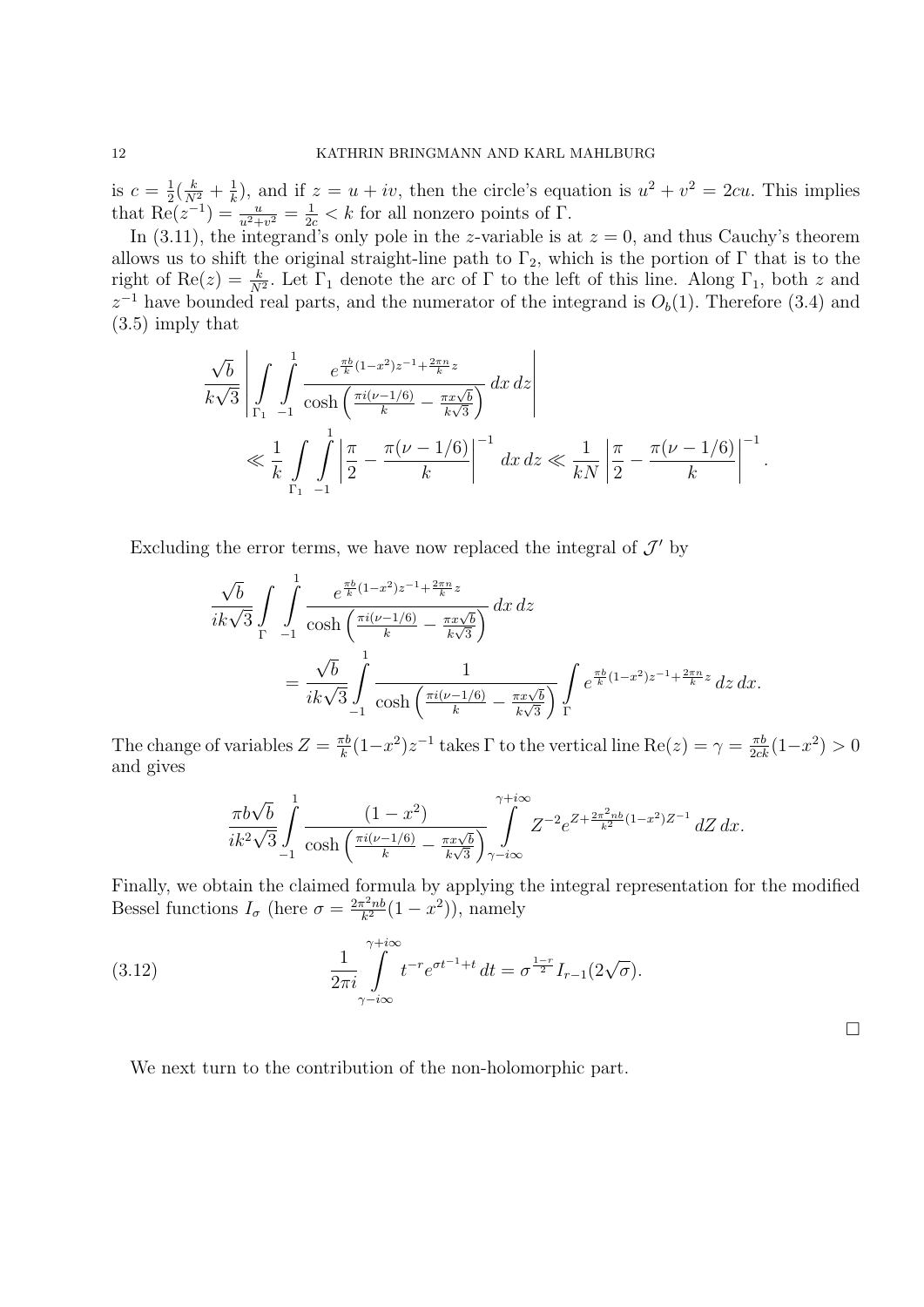is $c = \frac{1}{2}(\frac{k}{N^2} + \frac{1}{k})$, and if $z = u + iv$, then the circle's equation is $u^2 + v^2 = 2cu$. This implies that $\mathrm{Re}(z^{-1}) = \frac{u}{u^2+v^2} = \frac{1}{2c} < k$ for all nonzero points of $\Gamma$.

In (3.11), the integrand's only pole in the $z$-variable is at $z = 0$, and thus Cauchy's theorem allows us to shift the original straight-line path to $\Gamma_2$, which is the portion of $\Gamma$ that is to the right of $\mathrm{Re}(z) = \frac{k}{N^2}$. Let $\Gamma_1$ denote the arc of $\Gamma$ to the left of this line. Along $\Gamma_1$, both $z$ and $z^{-1}$ have bounded real parts, and the numerator of the integrand is $O_b(1)$. Therefore (3.4) and (3.5) imply that

$$\frac{\sqrt{b}}{k\sqrt{3}} \left| \int_{\Gamma_1} \int_{-1}^{1} \frac{e^{\frac{\pi b}{k}(1-x^2)z^{-1} + \frac{2\pi n}{k}z}}{\cosh\left(\frac{\pi i(\nu - 1/6)}{k} - \frac{\pi x\sqrt{b}}{k\sqrt{3}}\right)} \, dx \, dz \right|$$
$$\ll \frac{1}{k} \int_{\Gamma_1} \int_{-1}^{1} \left| \frac{\pi}{2} - \frac{\pi(\nu - 1/6)}{k} \right|^{-1} dx \, dz \ll \frac{1}{kN} \left| \frac{\pi}{2} - \frac{\pi(\nu - 1/6)}{k} \right|^{-1}.$$

Excluding the error terms, we have now replaced the integral of $\mathcal{J}'$ by

$$\frac{\sqrt{b}}{ik\sqrt{3}} \int_{\Gamma} \int_{-1}^{1} \frac{e^{\frac{\pi b}{k}(1-x^2)z^{-1} + \frac{2\pi n}{k}z}}{\cosh\left(\frac{\pi i(\nu - 1/6)}{k} - \frac{\pi x\sqrt{b}}{k\sqrt{3}}\right)} \, dx \, dz$$
$$= \frac{\sqrt{b}}{ik\sqrt{3}} \int_{-1}^{1} \frac{1}{\cosh\left(\frac{\pi i(\nu - 1/6)}{k} - \frac{\pi x\sqrt{b}}{k\sqrt{3}}\right)} \int_{\Gamma} e^{\frac{\pi b}{k}(1-x^2)z^{-1} + \frac{2\pi n}{k}z} \, dz \, dx.$$

The change of variables $Z = \frac{\pi b}{k}(1-x^2)z^{-1}$ takes $\Gamma$ to the vertical line $\mathrm{Re}(z) = \gamma = \frac{\pi b}{2ck}(1-x^2) > 0$ and gives

$$\frac{\pi b\sqrt{b}}{ik^2\sqrt{3}} \int_{-1}^{1} \frac{(1-x^2)}{\cosh\left(\frac{\pi i(\nu - 1/6)}{k} - \frac{\pi x\sqrt{b}}{k\sqrt{3}}\right)} \int_{\gamma - i\infty}^{\gamma + i\infty} Z^{-2} e^{Z + \frac{2\pi^2 nb}{k^2}(1-x^2)Z^{-1}} \, dZ \, dx.$$

Finally, we obtain the claimed formula by applying the integral representation for the modified Bessel functions $I_\sigma$ (here $\sigma = \frac{2\pi^2 nb}{k^2}(1-x^2)$), namely

$$\frac{1}{2\pi i} \int_{\gamma - i\infty}^{\gamma + i\infty} t^{-r} e^{\sigma t^{-1} + t} \, dt = \sigma^{\frac{1-r}{2}} I_{r-1}(2\sqrt{\sigma}). \tag{3.12}$$

□

We next turn to the contribution of the non-holomorphic part.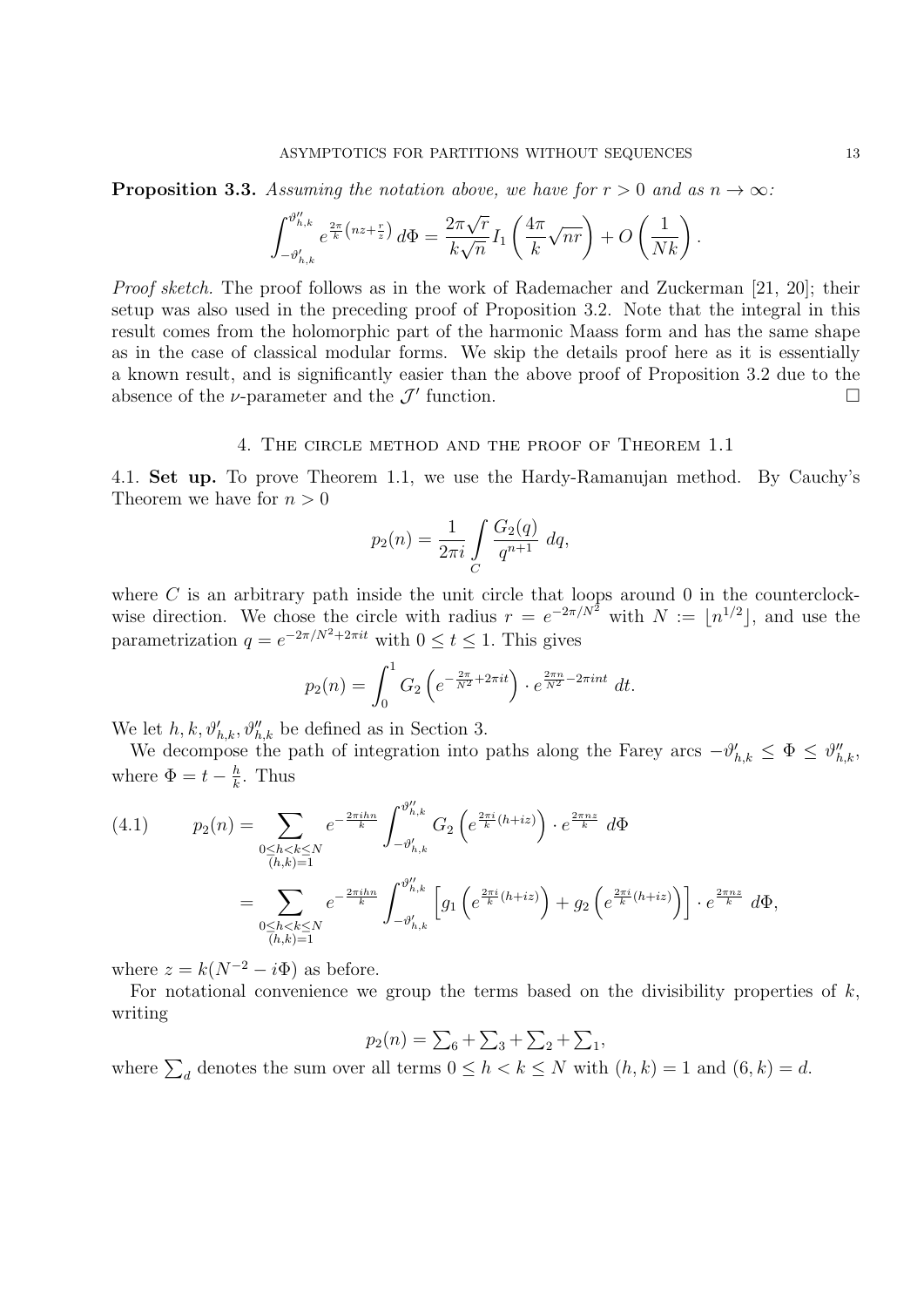**Proposition 3.3.** *Assuming the notation above, we have for $r > 0$ and as $n \to \infty$:*

$$\int_{-\vartheta'_{h,k}}^{\vartheta''_{h,k}} e^{\frac{2\pi}{k}\left(nz+\frac{r}{z}\right)} \, d\Phi = \frac{2\pi\sqrt{r}}{k\sqrt{n}} I_1\left(\frac{4\pi}{k}\sqrt{nr}\right) + O\left(\frac{1}{Nk}\right).$$

*Proof sketch.* The proof follows as in the work of Rademacher and Zuckerman [21, 20]; their setup was also used in the preceding proof of Proposition 3.2. Note that the integral in this result comes from the holomorphic part of the harmonic Maass form and has the same shape as in the case of classical modular forms. We skip the details proof here as it is essentially a known result, and is significantly easier than the above proof of Proposition 3.2 due to the absence of the $\nu$-parameter and the $\mathcal{J}'$ function. $\square$

## 4. The circle method and the proof of Theorem 1.1

4.1. **Set up.** To prove Theorem 1.1, we use the Hardy-Ramanujan method. By Cauchy's Theorem we have for $n > 0$

$$p_2(n) = \frac{1}{2\pi i} \int_C \frac{G_2(q)}{q^{n+1}} \, dq,$$

where $C$ is an arbitrary path inside the unit circle that loops around 0 in the counterclockwise direction. We chose the circle with radius $r = e^{-2\pi/N^2}$ with $N := \lfloor n^{1/2} \rfloor$, and use the parametrization $q = e^{-2\pi/N^2 + 2\pi i t}$ with $0 \leq t \leq 1$. This gives

$$p_2(n) = \int_0^1 G_2\left(e^{-\frac{2\pi}{N^2}+2\pi i t}\right) \cdot e^{\frac{2\pi n}{N^2} - 2\pi i n t} \, dt.$$

We let $h, k, \vartheta'_{h,k}, \vartheta''_{h,k}$ be defined as in Section 3.

We decompose the path of integration into paths along the Farey arcs $-\vartheta'_{h,k} \leq \Phi \leq \vartheta''_{h,k}$, where $\Phi = t - \frac{h}{k}$. Thus

$$\begin{aligned}
(4.1) \qquad p_2(n) &= \sum_{\substack{0 \leq h < k \leq N \\ (h,k)=1}} e^{-\frac{2\pi i h n}{k}} \int_{-\vartheta'_{h,k}}^{\vartheta''_{h,k}} G_2\left(e^{\frac{2\pi i}{k}(h+iz)}\right) \cdot e^{\frac{2\pi n z}{k}} \, d\Phi \\
&= \sum_{\substack{0 \leq h < k \leq N \\ (h,k)=1}} e^{-\frac{2\pi i h n}{k}} \int_{-\vartheta'_{h,k}}^{\vartheta''_{h,k}} \left[ g_1\left(e^{\frac{2\pi i}{k}(h+iz)}\right) + g_2\left(e^{\frac{2\pi i}{k}(h+iz)}\right)\right] \cdot e^{\frac{2\pi n z}{k}} \, d\Phi,
\end{aligned}$$

where $z = k(N^{-2} - i\Phi)$ as before.

For notational convenience we group the terms based on the divisibility properties of $k$, writing

$$p_2(n) = \sum\nolimits_6 + \sum\nolimits_3 + \sum\nolimits_2 + \sum\nolimits_1,$$

where $\sum_d$ denotes the sum over all terms $0 \leq h < k \leq N$ with $(h,k) = 1$ and $(6,k) = d$.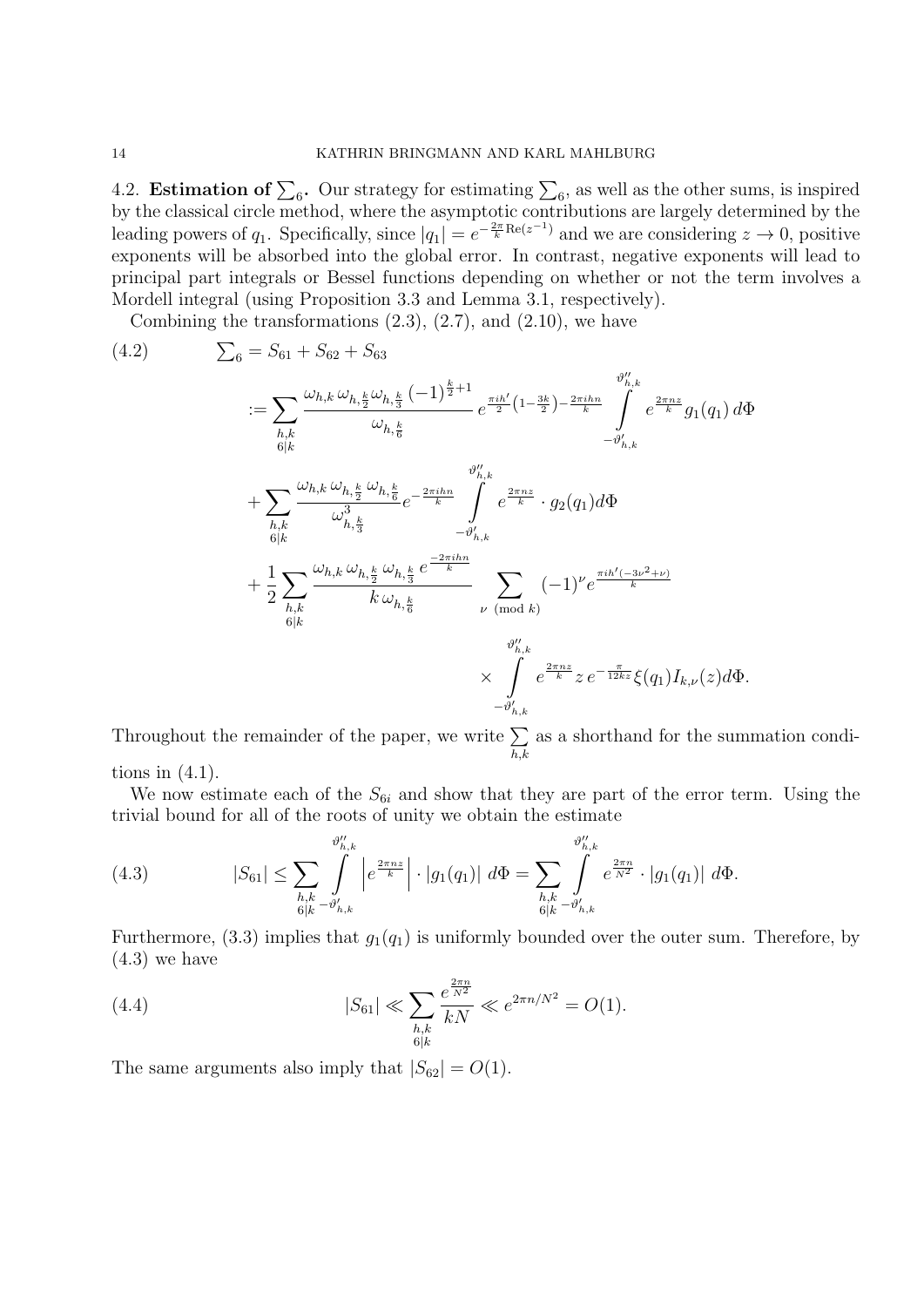4.2. **Estimation of $\sum_6$.** Our strategy for estimating $\sum_6$, as well as the other sums, is inspired by the classical circle method, where the asymptotic contributions are largely determined by the leading powers of $q_1$. Specifically, since $|q_1| = e^{-\frac{2\pi}{k}\mathrm{Re}(z^{-1})}$ and we are considering $z \to 0$, positive exponents will be absorbed into the global error. In contrast, negative exponents will lead to principal part integrals or Bessel functions depending on whether or not the term involves a Mordell integral (using Proposition 3.3 and Lemma 3.1, respectively).

Combining the transformations (2.3), (2.7), and (2.10), we have

$$
\begin{aligned}
\sum\nolimits_6 &= S_{61} + S_{62} + S_{63} \qquad (4.2)\\
&:= \sum_{\substack{h,k\\ 6|k}} \frac{\omega_{h,k}\,\omega_{h,\frac{k}{2}}\omega_{h,\frac{k}{3}}\,(-1)^{\frac{k}{2}+1}}{\omega_{h,\frac{k}{6}}}\, e^{\frac{\pi i h'}{2}\left(1-\frac{3k}{2}\right)-\frac{2\pi i h n}{k}} \int_{-\vartheta'_{h,k}}^{\vartheta''_{h,k}} e^{\frac{2\pi n z}{k}} g_1(q_1)\, d\Phi \\
&\quad + \sum_{\substack{h,k\\ 6|k}} \frac{\omega_{h,k}\,\omega_{h,\frac{k}{2}}\,\omega_{h,\frac{k}{6}}}{\omega^3_{h,\frac{k}{3}}} e^{-\frac{2\pi i h n}{k}} \int_{-\vartheta'_{h,k}}^{\vartheta''_{h,k}} e^{\frac{2\pi n z}{k}} \cdot g_2(q_1) d\Phi \\
&\quad + \frac{1}{2}\sum_{\substack{h,k\\ 6|k}} \frac{\omega_{h,k}\,\omega_{h,\frac{k}{2}}\,\omega_{h,\frac{k}{3}}\, e^{\frac{-2\pi i h n}{k}}}{k\,\omega_{h,\frac{k}{6}}} \sum_{\nu \pmod{k}} (-1)^{\nu} e^{\frac{\pi i h'(-3\nu^2+\nu)}{k}} \\
&\qquad\qquad \times \int_{-\vartheta'_{h,k}}^{\vartheta''_{h,k}} e^{\frac{2\pi n z}{k}} z\, e^{-\frac{\pi}{12kz}} \xi(q_1) I_{k,\nu}(z) d\Phi.
\end{aligned}
$$

Throughout the remainder of the paper, we write $\sum_{h,k}$ as a shorthand for the summation conditions in (4.1).

We now estimate each of the $S_{6i}$ and show that they are part of the error term. Using the trivial bound for all of the roots of unity we obtain the estimate

$$
|S_{61}| \leq \sum_{\substack{h,k\\ 6|k}} \int_{-\vartheta'_{h,k}}^{\vartheta''_{h,k}} \left| e^{\frac{2\pi n z}{k}} \right| \cdot |g_1(q_1)|\ d\Phi = \sum_{\substack{h,k\\ 6|k}} \int_{-\vartheta'_{h,k}}^{\vartheta''_{h,k}} e^{\frac{2\pi n}{N^2}} \cdot |g_1(q_1)|\ d\Phi. \qquad (4.3)
$$

Furthermore, (3.3) implies that $g_1(q_1)$ is uniformly bounded over the outer sum. Therefore, by (4.3) we have

$$
|S_{61}| \ll \sum_{\substack{h,k\\ 6|k}} \frac{e^{\frac{2\pi n}{N^2}}}{kN} \ll e^{2\pi n/N^2} = O(1). \qquad (4.4)
$$

The same arguments also imply that $|S_{62}| = O(1)$.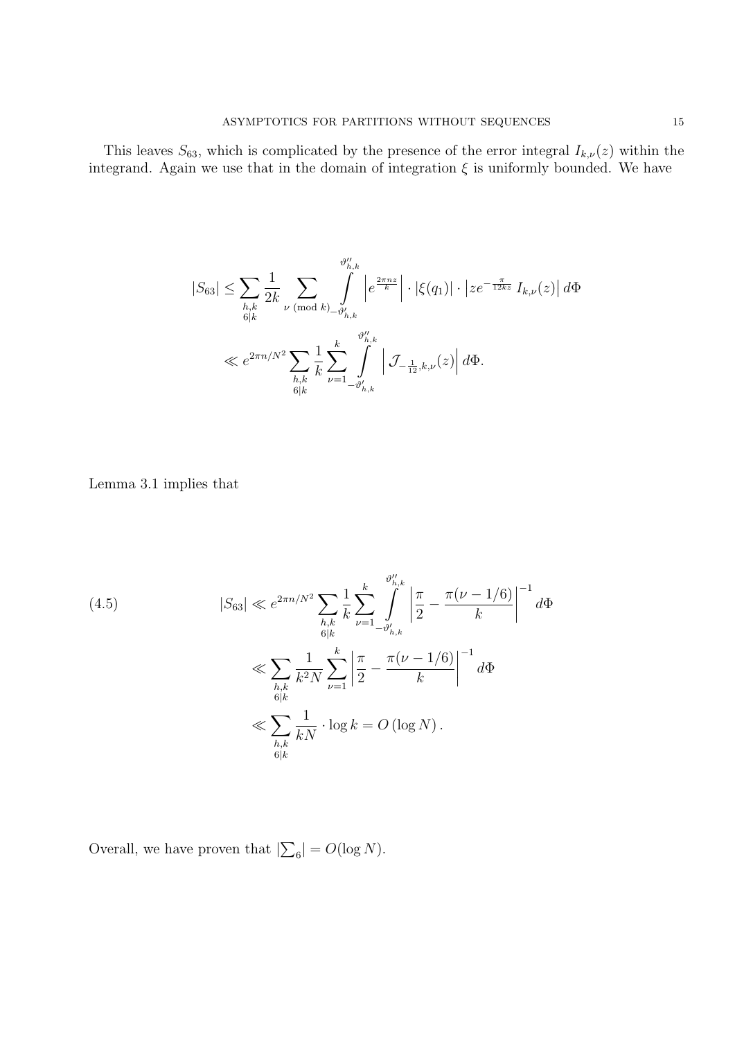This leaves $S_{63}$, which is complicated by the presence of the error integral $I_{k,\nu}(z)$ within the integrand. Again we use that in the domain of integration $\xi$ is uniformly bounded. We have

$$
\begin{aligned}
|S_{63}| &\leq \sum_{\substack{h,k \\ 6|k}} \frac{1}{2k} \sum_{\nu \pmod{k}} \int_{-\vartheta'_{h,k}}^{\vartheta''_{h,k}} \left| e^{\frac{2\pi n z}{k}} \right| \cdot |\xi(q_1)| \cdot \left| z e^{-\frac{\pi}{12kz}} I_{k,\nu}(z) \right| d\Phi \\
&\ll e^{2\pi n/N^2} \sum_{\substack{h,k \\ 6|k}} \frac{1}{k} \sum_{\nu=1}^{k} \int_{-\vartheta'_{h,k}}^{\vartheta''_{h,k}} \left| \mathcal{J}_{-\frac{1}{12},k,\nu}(z) \right| d\Phi.
\end{aligned}
$$

Lemma 3.1 implies that

$$
\begin{aligned}
|S_{63}| &\ll e^{2\pi n/N^2} \sum_{\substack{h,k \\ 6|k}} \frac{1}{k} \sum_{\nu=1}^{k} \int_{-\vartheta'_{h,k}}^{\vartheta''_{h,k}} \left| \frac{\pi}{2} - \frac{\pi(\nu - 1/6)}{k} \right|^{-1} d\Phi \\
&\ll \sum_{\substack{h,k \\ 6|k}} \frac{1}{k^2 N} \sum_{\nu=1}^{k} \left| \frac{\pi}{2} - \frac{\pi(\nu - 1/6)}{k} \right|^{-1} d\Phi \\
&\ll \sum_{\substack{h,k \\ 6|k}} \frac{1}{kN} \cdot \log k = O(\log N).
\end{aligned}
\tag{4.5}
$$

Overall, we have proven that $|\sum_6| = O(\log N)$.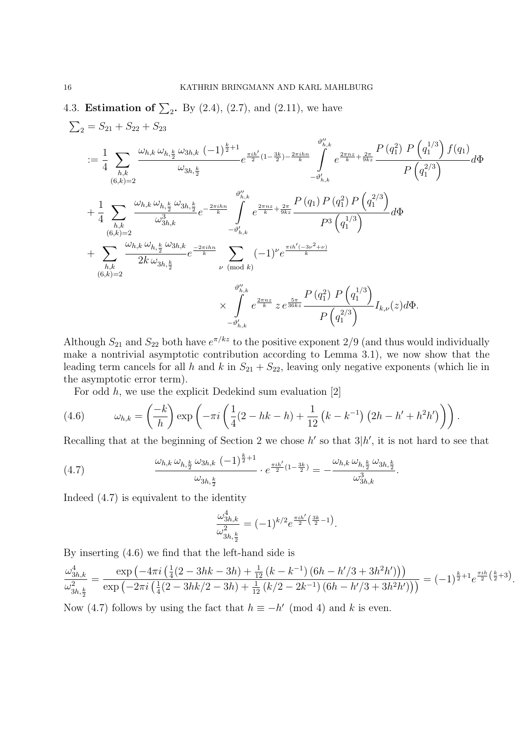### 4.3. Estimation of $\sum_2$.

By (2.4), (2.7), and (2.11), we have

$$
\begin{aligned}
\textstyle\sum_2 &= S_{21} + S_{22} + S_{23} \\
&:= \frac{1}{4} \sum_{\substack{h,k \\ (6,k)=2}} \frac{\omega_{h,k}\, \omega_{h,\frac{k}{2}}\, \omega_{3h,k}\, (-1)^{\frac{k}{2}+1}}{\omega_{3h,\frac{k}{2}}} e^{\frac{\pi i h'}{2}\left(1-\frac{3k}{2}\right) - \frac{2\pi i h n}{k}} \int_{-\vartheta'_{h,k}}^{\vartheta''_{h,k}} e^{\frac{2\pi n z}{k} + \frac{2\pi}{9kz}} \frac{P\left(q_1^2\right)\, P\left(q_1^{1/3}\right) f(q_1)}{P\left(q_1^{2/3}\right)} d\Phi \\
&+ \frac{1}{4} \sum_{\substack{h,k \\ (6,k)=2}} \frac{\omega_{h,k}\, \omega_{h,\frac{k}{2}}\, \omega_{3h,\frac{k}{2}}}{\omega_{3h,k}^3} e^{-\frac{2\pi i h n}{k}} \int_{-\vartheta'_{h,k}}^{\vartheta''_{h,k}} e^{\frac{2\pi n z}{k} + \frac{2\pi}{9kz}} \frac{P\left(q_1\right) P\left(q_1^2\right) P\left(q_1^{2/3}\right)}{P^3\left(q_1^{1/3}\right)} d\Phi \\
&+ \sum_{\substack{h,k \\ (6,k)=2}} \frac{\omega_{h,k}\, \omega_{h,\frac{k}{2}}\, \omega_{3h,k}}{2k\, \omega_{3h,\frac{k}{2}}} e^{\frac{-2\pi i h n}{k}} \sum_{\nu \pmod{k}} (-1)^\nu e^{\frac{\pi i h'(-3\nu^2+\nu)}{k}} \\
&\qquad\qquad \times \int_{-\vartheta'_{h,k}}^{\vartheta''_{h,k}} e^{\frac{2\pi n z}{k}}\, z\, e^{\frac{5\pi}{36kz}} \frac{P\left(q_1^2\right)\, P\left(q_1^{1/3}\right)}{P\left(q_1^{2/3}\right)} I_{k,\nu}(z) d\Phi.
\end{aligned}
$$

Although $S_{21}$ and $S_{22}$ both have $e^{\pi/kz}$ to the positive exponent $2/9$ (and thus would individually make a nontrivial asymptotic contribution according to Lemma 3.1), we now show that the leading term cancels for all $h$ and $k$ in $S_{21} + S_{22}$, leaving only negative exponents (which lie in the asymptotic error term).

For odd $h$, we use the explicit Dedekind sum evaluation [2]

$$
\omega_{h,k} = \left(\frac{-k}{h}\right) \exp\left(-\pi i \left(\frac{1}{4}(2 - hk - h) + \frac{1}{12}\left(k - k^{-1}\right)\left(2h - h' + h^2 h'\right)\right)\right). \tag{4.6}
$$

Recalling that at the beginning of Section 2 we chose $h'$ so that $3|h'$, it is not hard to see that

$$
\frac{\omega_{h,k}\, \omega_{h,\frac{k}{2}}\, \omega_{3h,k}\, (-1)^{\frac{k}{2}+1}}{\omega_{3h,\frac{k}{2}}} \cdot e^{\frac{\pi i h'}{2}\left(1-\frac{3k}{2}\right)} = -\frac{\omega_{h,k}\, \omega_{h,\frac{k}{2}}\, \omega_{3h,\frac{k}{2}}}{\omega_{3h,k}^3}. \tag{4.7}
$$

Indeed (4.7) is equivalent to the identity

$$
\frac{\omega_{3h,k}^4}{\omega_{3h,\frac{k}{2}}^2} = (-1)^{k/2} e^{\frac{\pi i h'}{2}\left(\frac{3k}{2}-1\right)}.
$$

By inserting (4.6) we find that the left-hand side is

$$
\frac{\omega_{3h,k}^4}{\omega_{3h,\frac{k}{2}}^2} = \frac{\exp\left(-4\pi i \left(\frac{1}{4}(2 - 3hk - 3h) + \frac{1}{12}\left(k - k^{-1}\right)\left(6h - h'/3 + 3h^2 h'\right)\right)\right)}{\exp\left(-2\pi i \left(\frac{1}{4}(2 - 3hk/2 - 3h) + \frac{1}{12}\left(k/2 - 2k^{-1}\right)\left(6h - h'/3 + 3h^2 h'\right)\right)\right)} = (-1)^{\frac{k}{2}+1} e^{\frac{\pi i h}{2}\left(\frac{k}{2}+3\right)}.
$$

Now (4.7) follows by using the fact that $h \equiv -h' \pmod 4$ and $k$ is even.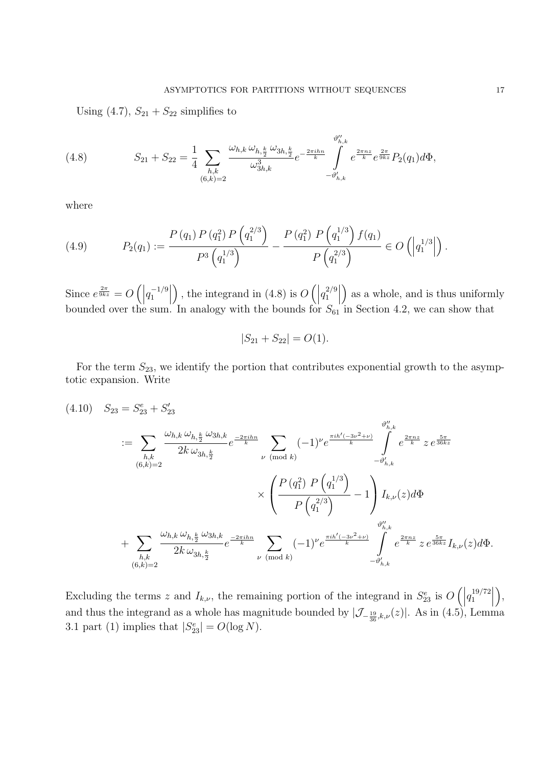Using (4.7), $S_{21}+S_{22}$ simplifies to

$$S_{21}+S_{22}=\frac{1}{4}\sum_{\substack{h,k\\(6,k)=2}}\frac{\omega_{h,k}\,\omega_{h,\frac{k}{2}}\,\omega_{3h,\frac{k}{2}}}{\omega_{3h,k}^{3}}e^{-\frac{2\pi i hn}{k}}\int\limits_{-\vartheta'_{h,k}}^{\vartheta''_{h,k}}e^{\frac{2\pi nz}{k}}e^{\frac{2\pi}{9kz}}P_2(q_1)d\Phi, \tag{4.8}$$

where

$$P_2(q_1):=\frac{P\left(q_1\right)P\left(q_1^2\right)P\left(q_1^{2/3}\right)}{P^3\left(q_1^{1/3}\right)}-\frac{P\left(q_1^2\right)\,P\left(q_1^{1/3}\right)f(q_1)}{P\left(q_1^{2/3}\right)}\in O\left(\left|q_1^{1/3}\right|\right). \tag{4.9}$$

Since $e^{\frac{2\pi}{9kz}}=O\left(\left|q_1^{-1/9}\right|\right)$, the integrand in (4.8) is $O\left(\left|q_1^{2/9}\right|\right)$ as a whole, and is thus uniformly bounded over the sum. In analogy with the bounds for $S_{61}$ in Section 4.2, we can show that

$$|S_{21}+S_{22}|=O(1).$$

For the term $S_{23}$, we identify the portion that contributes exponential growth to the asymptotic expansion. Write

$$\begin{aligned}
S_{23}&=S_{23}^{e}+S'_{23} \qquad (4.10)\\
&:=\sum_{\substack{h,k\\(6,k)=2}}\frac{\omega_{h,k}\,\omega_{h,\frac{k}{2}}\,\omega_{3h,k}}{2k\,\omega_{3h,\frac{k}{2}}}e^{\frac{-2\pi i hn}{k}}\sum_{\nu\pmod k}(-1)^{\nu}e^{\frac{\pi i h'(-3\nu^2+\nu)}{k}}\int\limits_{-\vartheta'_{h,k}}^{\vartheta''_{h,k}}e^{\frac{2\pi nz}{k}}\,z\,e^{\frac{5\pi}{36kz}}\\
&\qquad\qquad\times\left(\frac{P\left(q_1^2\right)\,P\left(q_1^{1/3}\right)}{P\left(q_1^{2/3}\right)}-1\right)I_{k,\nu}(z)d\Phi\\
&\quad+\sum_{\substack{h,k\\(6,k)=2}}\frac{\omega_{h,k}\,\omega_{h,\frac{k}{2}}\,\omega_{3h,k}}{2k\,\omega_{3h,\frac{k}{2}}}e^{\frac{-2\pi i hn}{k}}\sum_{\nu\pmod k}(-1)^{\nu}e^{\frac{\pi i h'(-3\nu^2+\nu)}{k}}\int\limits_{-\vartheta'_{h,k}}^{\vartheta''_{h,k}}e^{\frac{2\pi nz}{k}}\,z\,e^{\frac{5\pi}{36kz}}I_{k,\nu}(z)d\Phi.
\end{aligned}$$

Excluding the terms $z$ and $I_{k,\nu}$, the remaining portion of the integrand in $S_{23}^{e}$ is $O\left(\left|q_1^{19/72}\right|\right)$, and thus the integrand as a whole has magnitude bounded by $|\mathcal{J}_{-\frac{19}{36},k,\nu}(z)|$. As in (4.5), Lemma 3.1 part (1) implies that $|S_{23}^{e}|=O(\log N)$.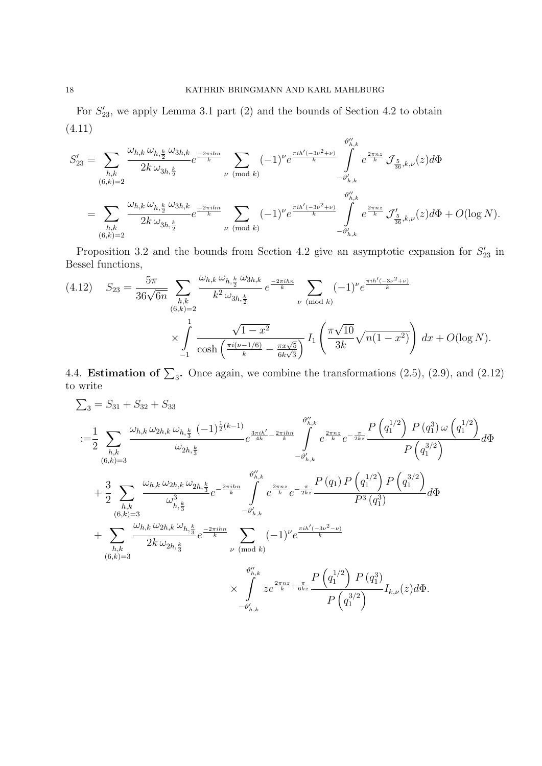For $S_{23}'$, we apply Lemma 3.1 part (2) and the bounds of Section 4.2 to obtain

(4.11)

$$
\begin{aligned}
S_{23}' &= \sum_{\substack{h,k \\ (6,k)=2}} \frac{\omega_{h,k}\,\omega_{h,\frac{k}{2}}\,\omega_{3h,k}}{2k\,\omega_{3h,\frac{k}{2}}} e^{\frac{-2\pi i h n}{k}} \sum_{\nu \pmod{k}} (-1)^{\nu} e^{\frac{\pi i h'(-3\nu^2+\nu)}{k}} \int_{-\vartheta_{h,k}'}^{\vartheta_{h,k}''} e^{\frac{2\pi n z}{k}}\, \mathcal{J}_{\frac{5}{36},k,\nu}(z) d\Phi \\
&= \sum_{\substack{h,k \\ (6,k)=2}} \frac{\omega_{h,k}\,\omega_{h,\frac{k}{2}}\,\omega_{3h,k}}{2k\,\omega_{3h,\frac{k}{2}}} e^{\frac{-2\pi i h n}{k}} \sum_{\nu \pmod{k}} (-1)^{\nu} e^{\frac{\pi i h'(-3\nu^2+\nu)}{k}} \int_{-\vartheta_{h,k}'}^{\vartheta_{h,k}''} e^{\frac{2\pi n z}{k}}\, \mathcal{J}_{\frac{5}{36},k,\nu}'(z) d\Phi + O(\log N).
\end{aligned}
$$

Proposition 3.2 and the bounds from Section 4.2 give an asymptotic expansion for $S_{23}'$ in Bessel functions,

$$
\begin{aligned}
S_{23} = \frac{5\pi}{36\sqrt{6n}} \sum_{\substack{h,k \\ (6,k)=2}} &\frac{\omega_{h,k}\,\omega_{h,\frac{k}{2}}\,\omega_{3h,k}}{k^2\,\omega_{3h,\frac{k}{2}}} e^{\frac{-2\pi i h n}{k}} \sum_{\nu \pmod{k}} (-1)^{\nu} e^{\frac{\pi i h'(-3\nu^2+\nu)}{k}} \\
&\times \int_{-1}^{1} \frac{\sqrt{1-x^2}}{\cosh\left(\frac{\pi i(\nu-1/6)}{k} - \frac{\pi x\sqrt{5}}{6k\sqrt{3}}\right)}\, I_1\left(\frac{\pi\sqrt{10}}{3k}\sqrt{n(1-x^2)}\right) dx + O(\log N).
\end{aligned}
\tag{4.12}
$$

## 4.4. Estimation of $\sum_3$.

Once again, we combine the transformations (2.5), (2.9), and (2.12) to write

$$
\begin{aligned}
\textstyle\sum_3 &= S_{31} + S_{32} + S_{33} \\
&:= \frac{1}{2} \sum_{\substack{h,k \\ (6,k)=3}} \frac{\omega_{h,k}\,\omega_{2h,k}\,\omega_{h,\frac{k}{3}}\,(-1)^{\frac{1}{2}(k-1)}}{\omega_{2h,\frac{k}{3}}} e^{\frac{3\pi i h'}{4k} - \frac{2\pi i h n}{k}} \int_{-\vartheta_{h,k}'}^{\vartheta_{h,k}''} e^{\frac{2\pi n z}{k}} e^{-\frac{\pi}{2kz}} \frac{P\left(q_1^{1/2}\right)\, P\left(q_1^{3}\right) \omega\left(q_1^{1/2}\right)}{P\left(q_1^{3/2}\right)} d\Phi \\
&+ \frac{3}{2} \sum_{\substack{h,k \\ (6,k)=3}} \frac{\omega_{h,k}\,\omega_{2h,k}\,\omega_{2h,\frac{k}{3}}}{\omega_{h,\frac{k}{3}}^3} e^{-\frac{2\pi i h n}{k}} \int_{-\vartheta_{h,k}'}^{\vartheta_{h,k}''} e^{\frac{2\pi n z}{k}} e^{-\frac{\pi}{2kz}} \frac{P\left(q_1\right) P\left(q_1^{1/2}\right) P\left(q_1^{3/2}\right)}{P^3\left(q_1^{3}\right)} d\Phi \\
&+ \sum_{\substack{h,k \\ (6,k)=3}} \frac{\omega_{h,k}\,\omega_{2h,k}\,\omega_{h,\frac{k}{3}}}{2k\,\omega_{2h,\frac{k}{3}}} e^{\frac{-2\pi i h n}{k}} \sum_{\nu \pmod{k}} (-1)^{\nu} e^{\frac{\pi i h'(-3\nu^2-\nu)}{k}} \\
&\qquad\qquad \times \int_{-\vartheta_{h,k}'}^{\vartheta_{h,k}''} z e^{\frac{2\pi n z}{k} + \frac{\pi}{6kz}} \frac{P\left(q_1^{1/2}\right)\, P(q_1^3)}{P\left(q_1^{3/2}\right)} I_{k,\nu}(z) d\Phi.
\end{aligned}
$$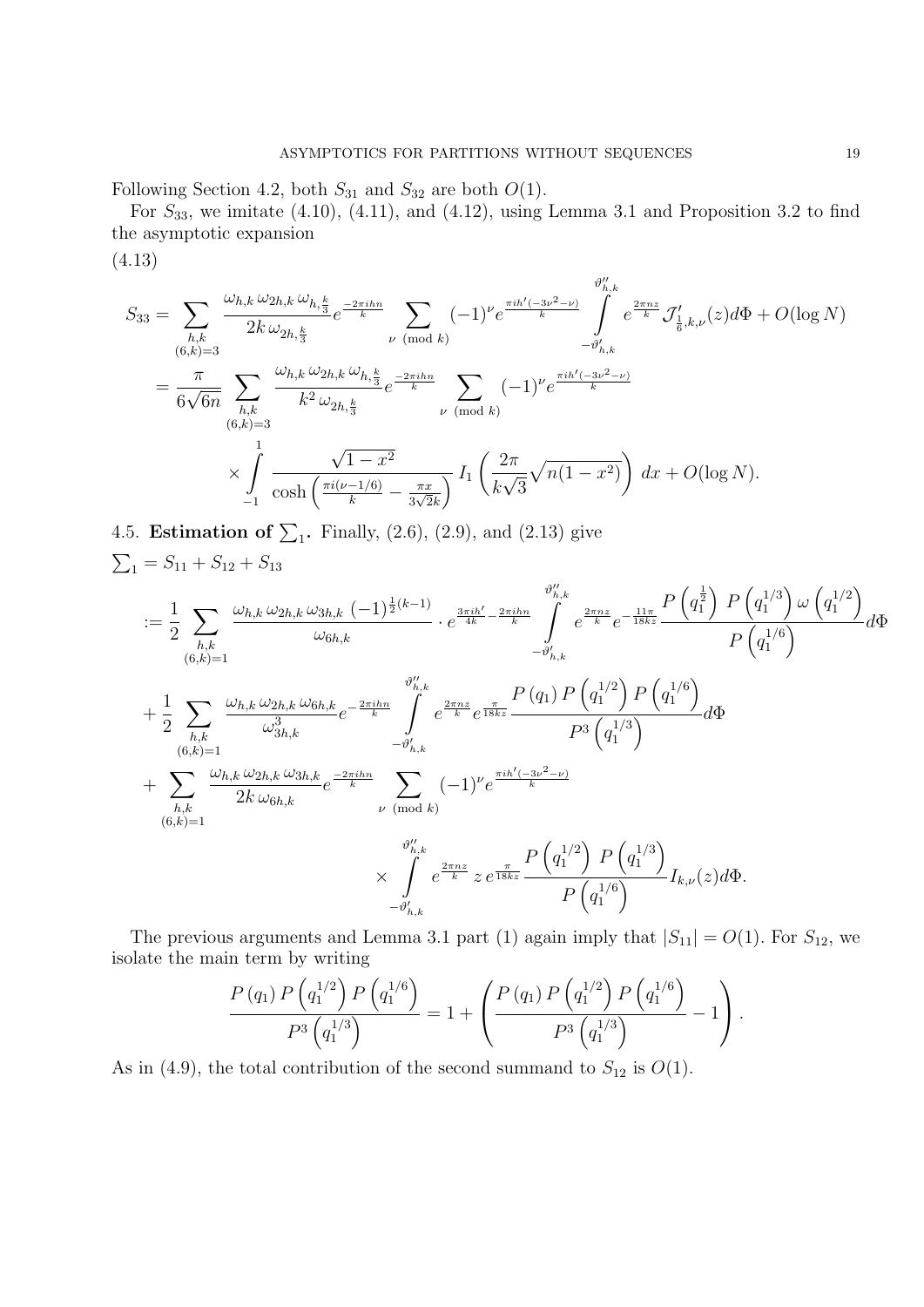Following Section 4.2, both $S_{31}$ and $S_{32}$ are both $O(1)$.

For $S_{33}$, we imitate (4.10), (4.11), and (4.12), using Lemma 3.1 and Proposition 3.2 to find the asymptotic expansion

(4.13)

$$
\begin{aligned}
S_{33} &= \sum_{\substack{h,k \\ (6,k)=3}} \frac{\omega_{h,k}\,\omega_{2h,k}\,\omega_{h,\frac{k}{3}}}{2k\,\omega_{2h,\frac{k}{3}}} e^{\frac{-2\pi i h n}{k}} \sum_{\nu \pmod k} (-1)^{\nu} e^{\frac{\pi i h'(-3\nu^2-\nu)}{k}} \int_{-\vartheta'_{h,k}}^{\vartheta''_{h,k}} e^{\frac{2\pi n z}{k}} \mathcal{J}'_{\frac{1}{6},k,\nu}(z) d\Phi + O(\log N) \\
&= \frac{\pi}{6\sqrt{6n}} \sum_{\substack{h,k \\ (6,k)=3}} \frac{\omega_{h,k}\,\omega_{2h,k}\,\omega_{h,\frac{k}{3}}}{k^2\,\omega_{2h,\frac{k}{3}}} e^{\frac{-2\pi i h n}{k}} \sum_{\nu \pmod k} (-1)^{\nu} e^{\frac{\pi i h'(-3\nu^2-\nu)}{k}} \\
&\quad \times \int_{-1}^{1} \frac{\sqrt{1-x^2}}{\cosh\left(\frac{\pi i(\nu-1/6)}{k} - \frac{\pi x}{3\sqrt{2}k}\right)} I_1\left(\frac{2\pi}{k\sqrt{3}}\sqrt{n(1-x^2)}\right) dx + O(\log N).
\end{aligned}
$$

## 4.5. Estimation of $\sum_1$.

Finally, (2.6), (2.9), and (2.13) give

$$
\begin{aligned}
\sum\nolimits_1 &= S_{11} + S_{12} + S_{13} \\
&:= \frac{1}{2} \sum_{\substack{h,k \\ (6,k)=1}} \frac{\omega_{h,k}\,\omega_{2h,k}\,\omega_{3h,k}\,(-1)^{\frac{1}{2}(k-1)}}{\omega_{6h,k}} \cdot e^{\frac{3\pi i h'}{4k} - \frac{2\pi i h n}{k}} \int_{-\vartheta'_{h,k}}^{\vartheta''_{h,k}} e^{\frac{2\pi n z}{k}} e^{-\frac{11\pi}{18kz}} \frac{P\left(q_1^{\frac{1}{2}}\right) P\left(q_1^{1/3}\right) \omega\left(q_1^{1/2}\right)}{P\left(q_1^{1/6}\right)} d\Phi \\
&+ \frac{1}{2} \sum_{\substack{h,k \\ (6,k)=1}} \frac{\omega_{h,k}\,\omega_{2h,k}\,\omega_{6h,k}}{\omega_{3h,k}^3} e^{-\frac{2\pi i h n}{k}} \int_{-\vartheta'_{h,k}}^{\vartheta''_{h,k}} e^{\frac{2\pi n z}{k}} e^{\frac{\pi}{18kz}} \frac{P\left(q_1\right) P\left(q_1^{1/2}\right) P\left(q_1^{1/6}\right)}{P^3\left(q_1^{1/3}\right)} d\Phi \\
&+ \sum_{\substack{h,k \\ (6,k)=1}} \frac{\omega_{h,k}\,\omega_{2h,k}\,\omega_{3h,k}}{2k\,\omega_{6h,k}} e^{\frac{-2\pi i h n}{k}} \sum_{\nu \pmod k} (-1)^{\nu} e^{\frac{\pi i h'(-3\nu^2-\nu)}{k}} \\
&\qquad\qquad \times \int_{-\vartheta'_{h,k}}^{\vartheta''_{h,k}} e^{\frac{2\pi n z}{k}}\, z\, e^{\frac{\pi}{18kz}} \frac{P\left(q_1^{1/2}\right) P\left(q_1^{1/3}\right)}{P\left(q_1^{1/6}\right)} I_{k,\nu}(z) d\Phi.
\end{aligned}
$$

The previous arguments and Lemma 3.1 part (1) again imply that $|S_{11}| = O(1)$. For $S_{12}$, we isolate the main term by writing

$$
\frac{P\left(q_1\right) P\left(q_1^{1/2}\right) P\left(q_1^{1/6}\right)}{P^3\left(q_1^{1/3}\right)} = 1 + \left(\frac{P\left(q_1\right) P\left(q_1^{1/2}\right) P\left(q_1^{1/6}\right)}{P^3\left(q_1^{1/3}\right)} - 1\right).
$$

As in (4.9), the total contribution of the second summand to $S_{12}$ is $O(1)$.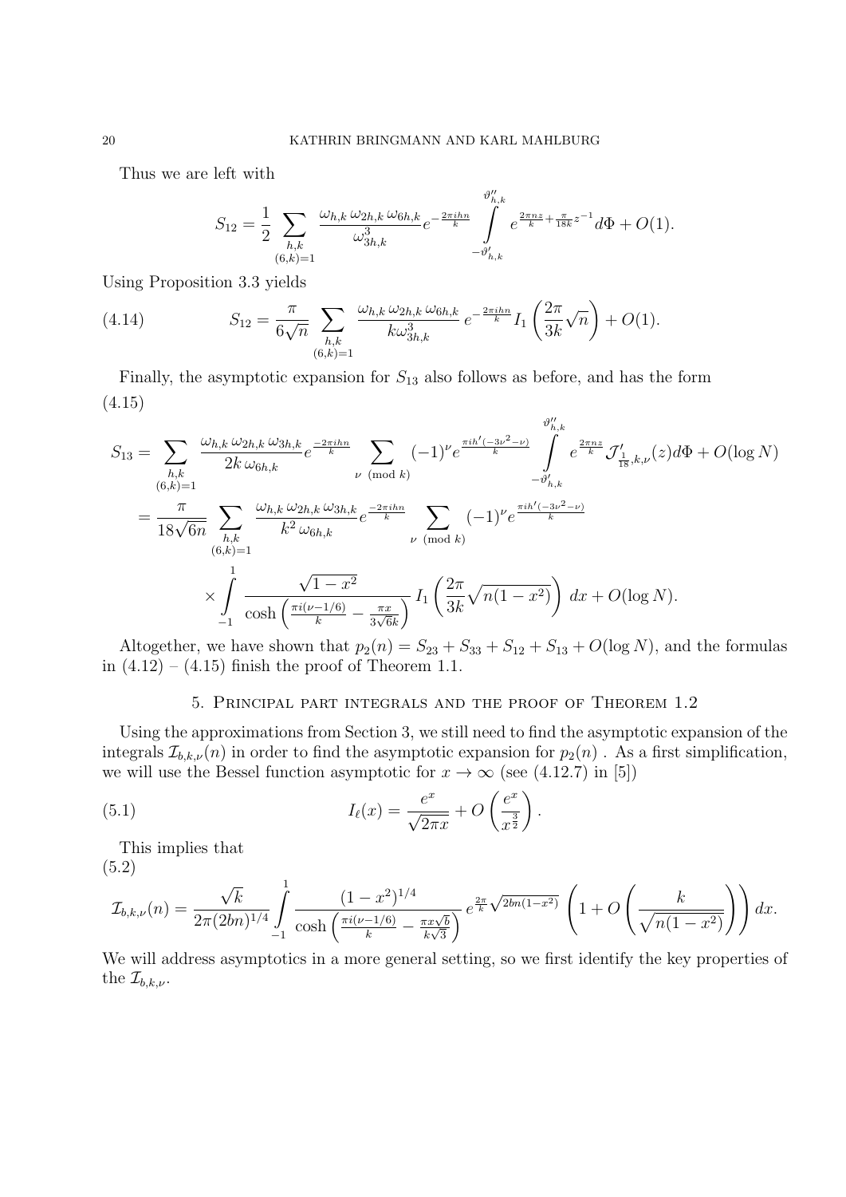Thus we are left with

$$S_{12} = \frac{1}{2} \sum_{\substack{h,k \\ (6,k)=1}} \frac{\omega_{h,k}\, \omega_{2h,k}\, \omega_{6h,k}}{\omega_{3h,k}^3} e^{-\frac{2\pi i h n}{k}} \int_{-\vartheta'_{h,k}}^{\vartheta''_{h,k}} e^{\frac{2\pi n z}{k} + \frac{\pi}{18k} z^{-1}} d\Phi + O(1).$$

Using Proposition 3.3 yields

$$S_{12} = \frac{\pi}{6\sqrt{n}} \sum_{\substack{h,k \\ (6,k)=1}} \frac{\omega_{h,k}\, \omega_{2h,k}\, \omega_{6h,k}}{k\omega_{3h,k}^3} e^{-\frac{2\pi i h n}{k}} I_1\left(\frac{2\pi}{3k}\sqrt{n}\right) + O(1). \tag{4.14}$$

Finally, the asymptotic expansion for $S_{13}$ also follows as before, and has the form

$$\begin{aligned}
S_{13} &= \sum_{\substack{h,k \\ (6,k)=1}} \frac{\omega_{h,k}\, \omega_{2h,k}\, \omega_{3h,k}}{2k\, \omega_{6h,k}} e^{\frac{-2\pi i h n}{k}} \sum_{\nu \pmod k} (-1)^\nu e^{\frac{\pi i h'(-3\nu^2-\nu)}{k}} \int_{-\vartheta'_{h,k}}^{\vartheta''_{h,k}} e^{\frac{2\pi n z}{k}} \mathcal{J}'_{\frac{1}{18},k,\nu}(z) d\Phi + O(\log N) \\
&= \frac{\pi}{18\sqrt{6n}} \sum_{\substack{h,k \\ (6,k)=1}} \frac{\omega_{h,k}\, \omega_{2h,k}\, \omega_{3h,k}}{k^2\, \omega_{6h,k}} e^{\frac{-2\pi i h n}{k}} \sum_{\nu \pmod k} (-1)^\nu e^{\frac{\pi i h'(-3\nu^2-\nu)}{k}} \\
&\quad \times \int_{-1}^{1} \frac{\sqrt{1-x^2}}{\cosh\left(\frac{\pi i(\nu-1/6)}{k} - \frac{\pi x}{3\sqrt{6}k}\right)} I_1\left(\frac{2\pi}{3k}\sqrt{n(1-x^2)}\right) dx + O(\log N).
\end{aligned} \tag{4.15}$$

Altogether, we have shown that $p_2(n) = S_{23} + S_{33} + S_{12} + S_{13} + O(\log N)$, and the formulas in (4.12) – (4.15) finish the proof of Theorem 1.1.

## 5. Principal part integrals and the proof of Theorem 1.2

Using the approximations from Section 3, we still need to find the asymptotic expansion of the integrals $\mathcal{I}_{b,k,\nu}(n)$ in order to find the asymptotic expansion for $p_2(n)$ . As a first simplification, we will use the Bessel function asymptotic for $x \to \infty$ (see (4.12.7) in [5])

$$I_\ell(x) = \frac{e^x}{\sqrt{2\pi x}} + O\left(\frac{e^x}{x^{\frac{3}{2}}}\right). \tag{5.1}$$

This implies that

$$\mathcal{I}_{b,k,\nu}(n) = \frac{\sqrt{k}}{2\pi(2bn)^{1/4}} \int_{-1}^{1} \frac{(1-x^2)^{1/4}}{\cosh\left(\frac{\pi i(\nu-1/6)}{k} - \frac{\pi x\sqrt{b}}{k\sqrt{3}}\right)} e^{\frac{2\pi}{k}\sqrt{2bn(1-x^2)}} \left(1 + O\left(\frac{k}{\sqrt{n(1-x^2)}}\right)\right) dx. \tag{5.2}$$

We will address asymptotics in a more general setting, so we first identify the key properties of the $\mathcal{I}_{b,k,\nu}$.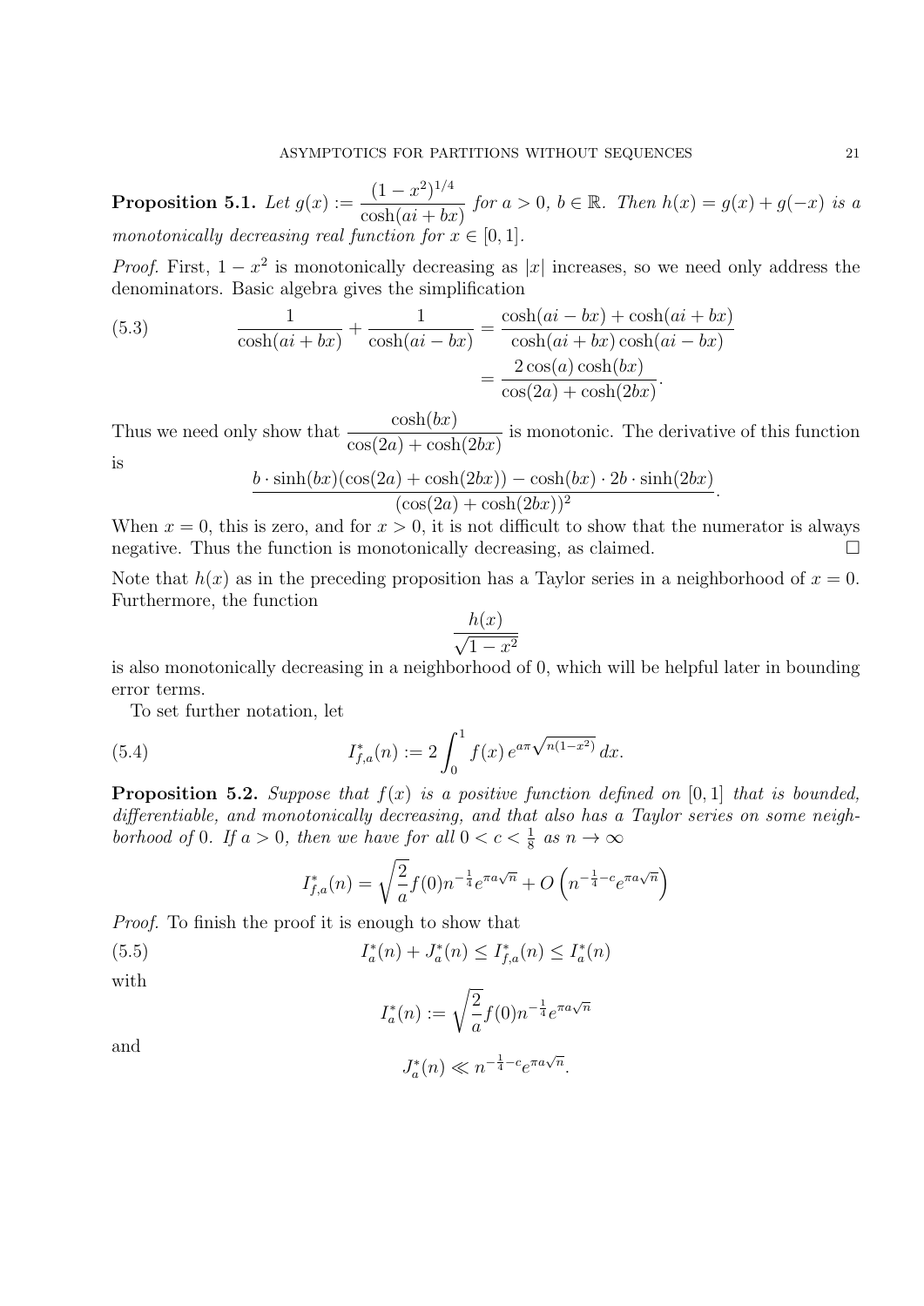**Proposition 5.1.** *Let* $g(x) := \dfrac{(1-x^2)^{1/4}}{\cosh(ai+bx)}$ *for* $a > 0$, $b \in \mathbb{R}$. *Then* $h(x) = g(x) + g(-x)$ *is a monotonically decreasing real function for* $x \in [0,1]$.

*Proof.* First, $1 - x^2$ is monotonically decreasing as $|x|$ increases, so we need only address the denominators. Basic algebra gives the simplification

$$
\begin{aligned}
\frac{1}{\cosh(ai+bx)} + \frac{1}{\cosh(ai-bx)} &= \frac{\cosh(ai-bx) + \cosh(ai+bx)}{\cosh(ai+bx)\cosh(ai-bx)} \\
&= \frac{2\cos(a)\cosh(bx)}{\cos(2a) + \cosh(2bx)}.
\end{aligned} \tag{5.3}
$$

Thus we need only show that $\dfrac{\cosh(bx)}{\cos(2a) + \cosh(2bx)}$ is monotonic. The derivative of this function is

$$
\frac{b \cdot \sinh(bx)(\cos(2a) + \cosh(2bx)) - \cosh(bx) \cdot 2b \cdot \sinh(2bx)}{(\cos(2a) + \cosh(2bx))^2}.
$$

When $x = 0$, this is zero, and for $x > 0$, it is not difficult to show that the numerator is always negative. Thus the function is monotonically decreasing, as claimed. $\square$

Note that $h(x)$ as in the preceding proposition has a Taylor series in a neighborhood of $x = 0$. Furthermore, the function

$$
\frac{h(x)}{\sqrt{1-x^2}}
$$

is also monotonically decreasing in a neighborhood of 0, which will be helpful later in bounding error terms.

To set further notation, let

$$
I^*_{f,a}(n) := 2\int_0^1 f(x)\, e^{a\pi\sqrt{n(1-x^2)}}\, dx. \tag{5.4}
$$

**Proposition 5.2.** *Suppose that* $f(x)$ *is a positive function defined on* $[0,1]$ *that is bounded, differentiable, and monotonically decreasing, and that also has a Taylor series on some neighborhood of* 0. *If* $a > 0$, *then we have for all* $0 < c < \frac{1}{8}$ *as* $n \to \infty$

$$
I^*_{f,a}(n) = \sqrt{\frac{2}{a}} f(0) n^{-\frac{1}{4}} e^{\pi a\sqrt{n}} + O\left(n^{-\frac{1}{4}-c} e^{\pi a\sqrt{n}}\right)
$$

*Proof.* To finish the proof it is enough to show that

$$
I^*_a(n) + J^*_a(n) \leq I^*_{f,a}(n) \leq I^*_a(n) \tag{5.5}
$$

with

$$
I^*_a(n) := \sqrt{\frac{2}{a}} f(0) n^{-\frac{1}{4}} e^{\pi a\sqrt{n}}
$$

and

$$
J^*_a(n) \ll n^{-\frac{1}{4}-c} e^{\pi a\sqrt{n}}.
$$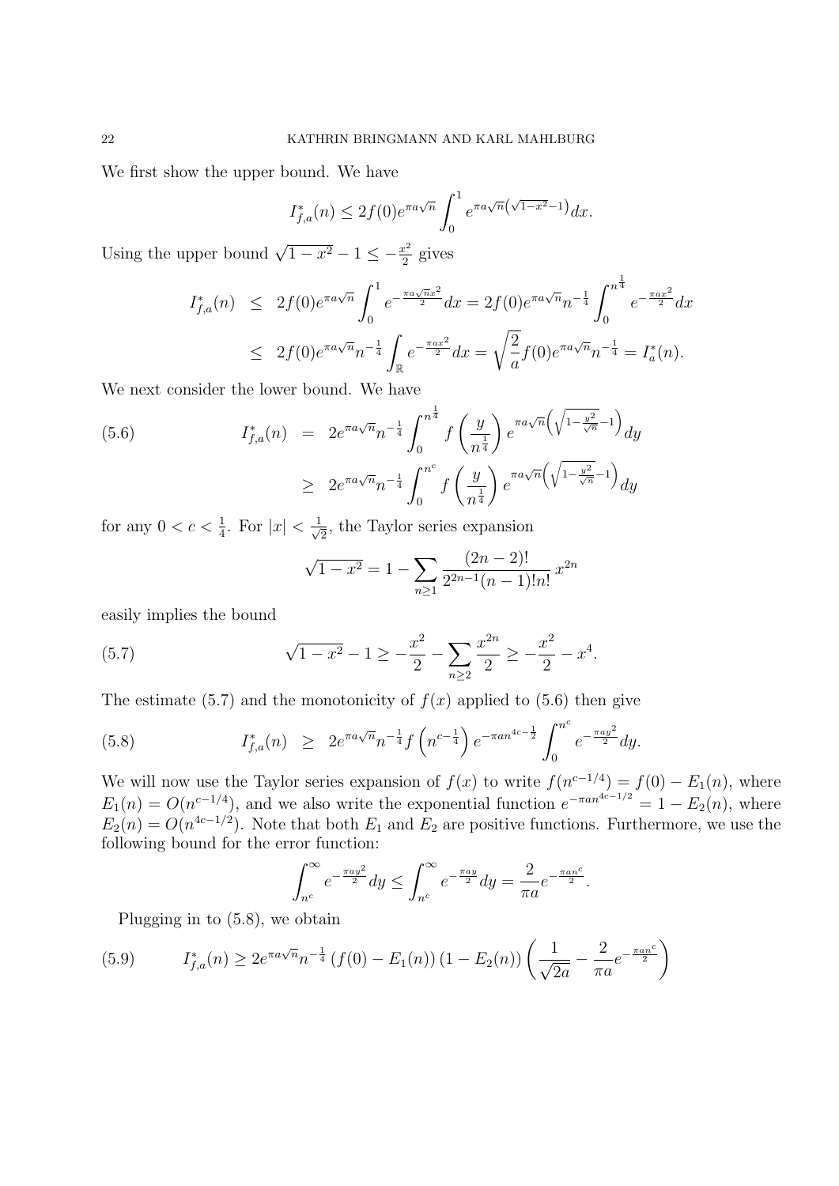We first show the upper bound. We have

$$I_{f,a}^*(n) \leq 2f(0)e^{\pi a\sqrt{n}} \int_0^1 e^{\pi a\sqrt{n}\left(\sqrt{1-x^2}-1\right)}dx.$$

Using the upper bound $\sqrt{1-x^2}-1 \leq -\frac{x^2}{2}$ gives

$$\begin{aligned} I_{f,a}^*(n) &\leq 2f(0)e^{\pi a\sqrt{n}} \int_0^1 e^{-\frac{\pi a\sqrt{n}x^2}{2}}dx = 2f(0)e^{\pi a\sqrt{n}}n^{-\frac{1}{4}} \int_0^{n^{\frac{1}{4}}} e^{-\frac{\pi a x^2}{2}}dx \\ &\leq 2f(0)e^{\pi a\sqrt{n}}n^{-\frac{1}{4}} \int_{\mathbb{R}} e^{-\frac{\pi a x^2}{2}}dx = \sqrt{\frac{2}{a}}f(0)e^{\pi a\sqrt{n}}n^{-\frac{1}{4}} = I_a^*(n). \end{aligned}$$

We next consider the lower bound. We have

$$\begin{aligned} I_{f,a}^*(n) &= 2e^{\pi a\sqrt{n}}n^{-\frac{1}{4}} \int_0^{n^{\frac{1}{4}}} f\left(\frac{y}{n^{\frac{1}{4}}}\right) e^{\pi a\sqrt{n}\left(\sqrt{1-\frac{y^2}{\sqrt{n}}}-1\right)}dy \\ &\geq 2e^{\pi a\sqrt{n}}n^{-\frac{1}{4}} \int_0^{n^c} f\left(\frac{y}{n^{\frac{1}{4}}}\right) e^{\pi a\sqrt{n}\left(\sqrt{1-\frac{y^2}{\sqrt{n}}}-1\right)}dy \end{aligned} \tag{5.6}$$

for any $0 < c < \frac{1}{4}$. For $|x| < \frac{1}{\sqrt{2}}$, the Taylor series expansion

$$\sqrt{1-x^2} = 1 - \sum_{n\geq 1} \frac{(2n-2)!}{2^{2n-1}(n-1)!n!}\, x^{2n}$$

easily implies the bound

$$\sqrt{1-x^2} - 1 \geq -\frac{x^2}{2} - \sum_{n\geq 2} \frac{x^{2n}}{2} \geq -\frac{x^2}{2} - x^4. \tag{5.7}$$

The estimate (5.7) and the monotonicity of $f(x)$ applied to (5.6) then give

$$I_{f,a}^*(n) \geq 2e^{\pi a\sqrt{n}}n^{-\frac{1}{4}} f\left(n^{c-\frac{1}{4}}\right) e^{-\pi a n^{4c-\frac{1}{2}}} \int_0^{n^c} e^{-\frac{\pi a y^2}{2}}dy. \tag{5.8}$$

We will now use the Taylor series expansion of $f(x)$ to write $f(n^{c-1/4}) = f(0) - E_1(n)$, where $E_1(n) = O(n^{c-1/4})$, and we also write the exponential function $e^{-\pi a n^{4c-1/2}} = 1 - E_2(n)$, where $E_2(n) = O(n^{4c-1/2})$. Note that both $E_1$ and $E_2$ are positive functions. Furthermore, we use the following bound for the error function:

$$\int_{n^c}^\infty e^{-\frac{\pi a y^2}{2}}dy \leq \int_{n^c}^\infty e^{-\frac{\pi a y}{2}}dy = \frac{2}{\pi a}e^{-\frac{\pi a n^c}{2}}.$$

Plugging in to (5.8), we obtain

$$I_{f,a}^*(n) \geq 2e^{\pi a\sqrt{n}}n^{-\frac{1}{4}} \left(f(0) - E_1(n)\right)\left(1 - E_2(n)\right)\left(\frac{1}{\sqrt{2a}} - \frac{2}{\pi a}e^{-\frac{\pi a n^c}{2}}\right) \tag{5.9}$$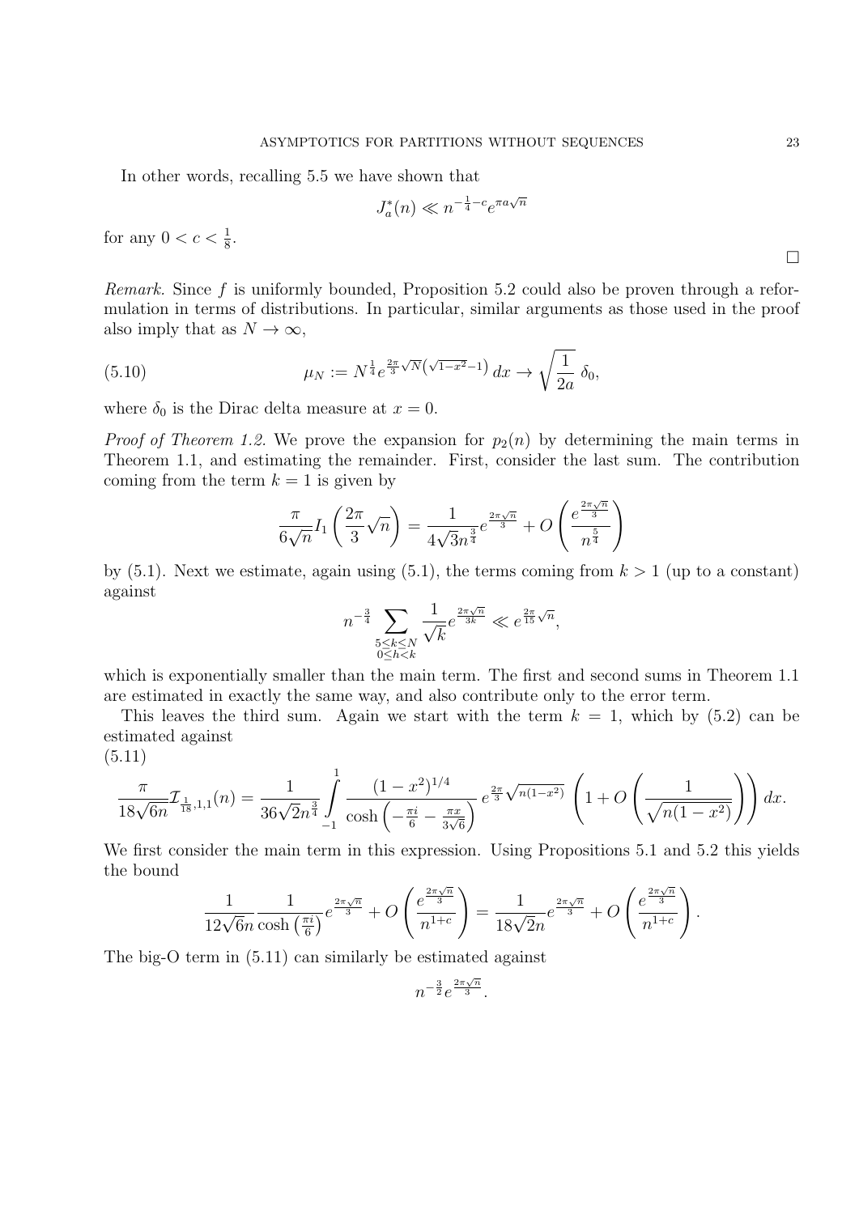In other words, recalling 5.5 we have shown that

$$J_a^*(n) \ll n^{-\frac{1}{4}-c} e^{\pi a \sqrt{n}}$$

for any $0 < c < \frac{1}{8}$.

$\square$

*Remark.* Since $f$ is uniformly bounded, Proposition 5.2 could also be proven through a reformulation in terms of distributions. In particular, similar arguments as those used in the proof also imply that as $N \to \infty$,

$$\mu_N := N^{\frac{1}{4}} e^{\frac{2\pi}{3}\sqrt{N}\left(\sqrt{1-x^2}-1\right)}\, dx \to \sqrt{\frac{1}{2a}}\, \delta_0, \tag{5.10}$$

where $\delta_0$ is the Dirac delta measure at $x = 0$.

*Proof of Theorem 1.2.* We prove the expansion for $p_2(n)$ by determining the main terms in Theorem 1.1, and estimating the remainder. First, consider the last sum. The contribution coming from the term $k = 1$ is given by

$$\frac{\pi}{6\sqrt{n}} I_1\left(\frac{2\pi}{3}\sqrt{n}\right) = \frac{1}{4\sqrt{3}n^{\frac{3}{4}}} e^{\frac{2\pi\sqrt{n}}{3}} + O\left(\frac{e^{\frac{2\pi\sqrt{n}}{3}}}{n^{\frac{5}{4}}}\right)$$

by (5.1). Next we estimate, again using (5.1), the terms coming from $k > 1$ (up to a constant) against

$$n^{-\frac{3}{4}} \sum_{\substack{5 \le k \le N \\ 0 \le h < k}} \frac{1}{\sqrt{k}} e^{\frac{2\pi\sqrt{n}}{3k}} \ll e^{\frac{2\pi}{15}\sqrt{n}},$$

which is exponentially smaller than the main term. The first and second sums in Theorem 1.1 are estimated in exactly the same way, and also contribute only to the error term.

This leaves the third sum. Again we start with the term $k = 1$, which by (5.2) can be estimated against

$$\frac{\pi}{18\sqrt{6n}} \mathcal{I}_{\frac{1}{18},1,1}(n) = \frac{1}{36\sqrt{2}n^{\frac{3}{4}}} \int_{-1}^{1} \frac{(1-x^2)^{1/4}}{\cosh\left(-\frac{\pi i}{6} - \frac{\pi x}{3\sqrt{6}}\right)} e^{\frac{2\pi}{3}\sqrt{n(1-x^2)}} \left(1 + O\left(\frac{1}{\sqrt{n(1-x^2)}}\right)\right) dx. \tag{5.11}$$

We first consider the main term in this expression. Using Propositions 5.1 and 5.2 this yields the bound

$$\frac{1}{12\sqrt{6}n} \frac{1}{\cosh\left(\frac{\pi i}{6}\right)} e^{\frac{2\pi\sqrt{n}}{3}} + O\left(\frac{e^{\frac{2\pi\sqrt{n}}{3}}}{n^{1+c}}\right) = \frac{1}{18\sqrt{2}n} e^{\frac{2\pi\sqrt{n}}{3}} + O\left(\frac{e^{\frac{2\pi\sqrt{n}}{3}}}{n^{1+c}}\right).$$

The big-O term in (5.11) can similarly be estimated against

$$n^{-\frac{3}{2}} e^{\frac{2\pi\sqrt{n}}{3}}.$$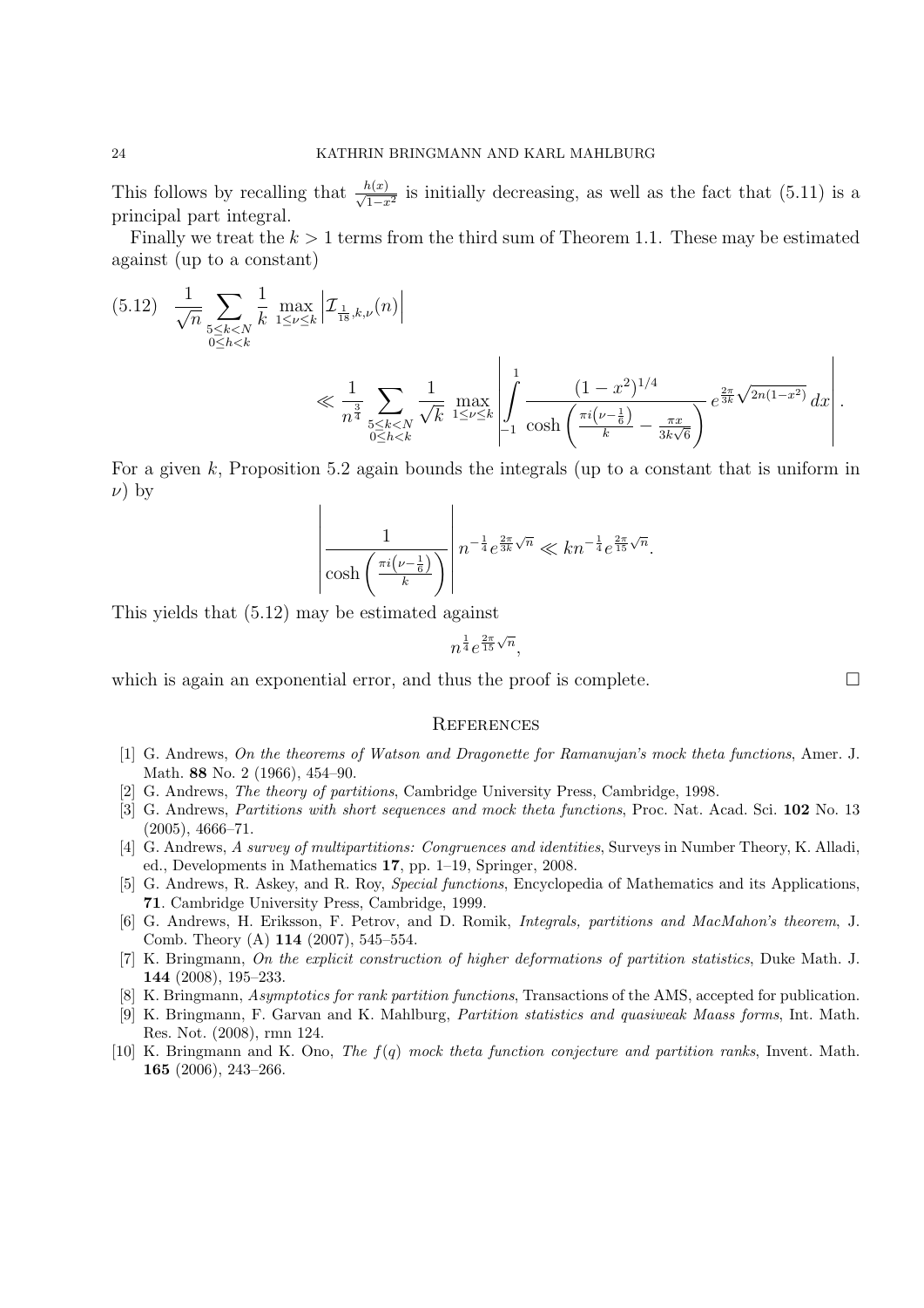This follows by recalling that $\frac{h(x)}{\sqrt{1-x^2}}$ is initially decreasing, as well as the fact that (5.11) is a principal part integral.

Finally we treat the $k > 1$ terms from the third sum of Theorem 1.1. These may be estimated against (up to a constant)

$$
\begin{aligned}
(5.12) \quad & \frac{1}{\sqrt{n}} \sum_{\substack{5 \leq k < N \\ 0 \leq h < k}} \frac{1}{k} \max_{1 \leq \nu \leq k} \left| \mathcal{I}_{\frac{1}{18},k,\nu}(n) \right| \\
& \ll \frac{1}{n^{\frac{3}{4}}} \sum_{\substack{5 \leq k < N \\ 0 \leq h < k}} \frac{1}{\sqrt{k}} \max_{1 \leq \nu \leq k} \left| \int_{-1}^{1} \frac{\left(1-x^2\right)^{1/4}}{\cosh\left(\frac{\pi i\left(\nu - \frac{1}{6}\right)}{k} - \frac{\pi x}{3k\sqrt{6}}\right)} e^{\frac{2\pi}{3k}\sqrt{2n(1-x^2)}} \, dx \right|.
\end{aligned}
$$

For a given $k$, Proposition 5.2 again bounds the integrals (up to a constant that is uniform in $\nu$) by

$$
\left| \frac{1}{\cosh\left(\frac{\pi i\left(\nu - \frac{1}{6}\right)}{k}\right)} \right| n^{-\frac{1}{4}} e^{\frac{2\pi}{3k}\sqrt{n}} \ll k n^{-\frac{1}{4}} e^{\frac{2\pi}{15}\sqrt{n}}.
$$

This yields that (5.12) may be estimated against

$$
n^{\frac{1}{4}} e^{\frac{2\pi}{15}\sqrt{n}},
$$

which is again an exponential error, and thus the proof is complete. $\square$

## References

[1] G. Andrews, *On the theorems of Watson and Dragonette for Ramanujan's mock theta functions*, Amer. J. Math. **88** No. 2 (1966), 454–90.

[2] G. Andrews, *The theory of partitions*, Cambridge University Press, Cambridge, 1998.

[3] G. Andrews, *Partitions with short sequences and mock theta functions*, Proc. Nat. Acad. Sci. **102** No. 13 (2005), 4666–71.

[4] G. Andrews, *A survey of multipartitions: Congruences and identities*, Surveys in Number Theory, K. Alladi, ed., Developments in Mathematics **17**, pp. 1–19, Springer, 2008.

[5] G. Andrews, R. Askey, and R. Roy, *Special functions*, Encyclopedia of Mathematics and its Applications, **71**. Cambridge University Press, Cambridge, 1999.

[6] G. Andrews, H. Eriksson, F. Petrov, and D. Romik, *Integrals, partitions and MacMahon's theorem*, J. Comb. Theory (A) **114** (2007), 545–554.

[7] K. Bringmann, *On the explicit construction of higher deformations of partition statistics*, Duke Math. J. **144** (2008), 195–233.

[8] K. Bringmann, *Asymptotics for rank partition functions*, Transactions of the AMS, accepted for publication.

[9] K. Bringmann, F. Garvan and K. Mahlburg, *Partition statistics and quasiweak Maass forms*, Int. Math. Res. Not. (2008), rmn 124.

[10] K. Bringmann and K. Ono, *The f(q) mock theta function conjecture and partition ranks*, Invent. Math. **165** (2006), 243–266.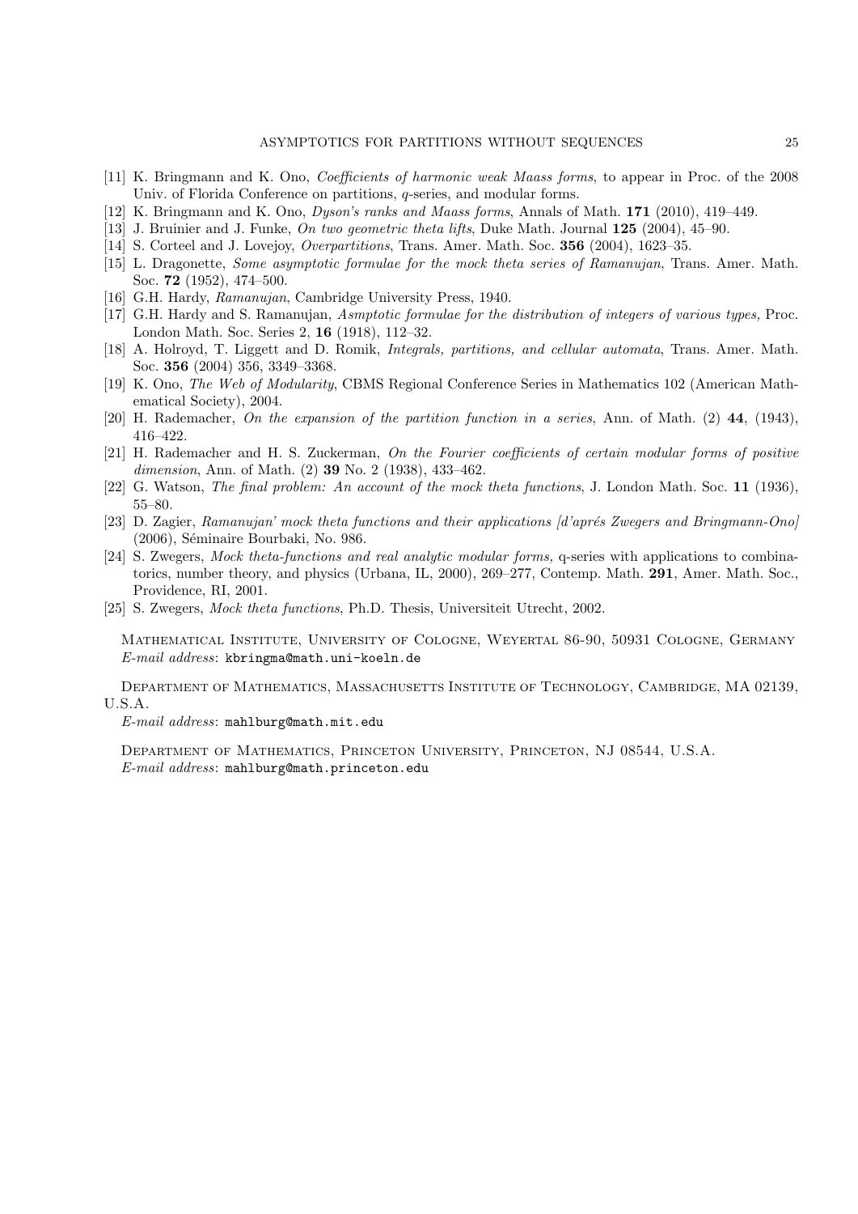[11] K. Bringmann and K. Ono, *Coefficients of harmonic weak Maass forms*, to appear in Proc. of the 2008 Univ. of Florida Conference on partitions, $q$-series, and modular forms.

[12] K. Bringmann and K. Ono, *Dyson's ranks and Maass forms*, Annals of Math. **171** (2010), 419–449.

[13] J. Bruinier and J. Funke, *On two geometric theta lifts*, Duke Math. Journal **125** (2004), 45–90.

[14] S. Corteel and J. Lovejoy, *Overpartitions*, Trans. Amer. Math. Soc. **356** (2004), 1623–35.

[15] L. Dragonette, *Some asymptotic formulae for the mock theta series of Ramanujan*, Trans. Amer. Math. Soc. **72** (1952), 474–500.

[16] G.H. Hardy, *Ramanujan*, Cambridge University Press, 1940.

[17] G.H. Hardy and S. Ramanujan, *Asmptotic formulae for the distribution of integers of various types*, Proc. London Math. Soc. Series 2, **16** (1918), 112–32.

[18] A. Holroyd, T. Liggett and D. Romik, *Integrals, partitions, and cellular automata*, Trans. Amer. Math. Soc. **356** (2004) 356, 3349–3368.

[19] K. Ono, *The Web of Modularity*, CBMS Regional Conference Series in Mathematics 102 (American Mathematical Society), 2004.

[20] H. Rademacher, *On the expansion of the partition function in a series*, Ann. of Math. (2) **44**, (1943), 416–422.

[21] H. Rademacher and H. S. Zuckerman, *On the Fourier coefficients of certain modular forms of positive dimension*, Ann. of Math. (2) **39** No. 2 (1938), 433–462.

[22] G. Watson, *The final problem: An account of the mock theta functions*, J. London Math. Soc. **11** (1936), 55–80.

[23] D. Zagier, *Ramanujan' mock theta functions and their applications [d'aprés Zwegers and Bringmann-Ono]* (2006), Séminaire Bourbaki, No. 986.

[24] S. Zwegers, *Mock theta-functions and real analytic modular forms*, q-series with applications to combinatorics, number theory, and physics (Urbana, IL, 2000), 269–277, Contemp. Math. **291**, Amer. Math. Soc., Providence, RI, 2001.

[25] S. Zwegers, *Mock theta functions*, Ph.D. Thesis, Universiteit Utrecht, 2002.

Mathematical Institute, University of Cologne, Weyertal 86-90, 50931 Cologne, Germany
*E-mail address*: kbringma@math.uni-koeln.de

Department of Mathematics, Massachusetts Institute of Technology, Cambridge, MA 02139, U.S.A.
*E-mail address*: mahlburg@math.mit.edu

Department of Mathematics, Princeton University, Princeton, NJ 08544, U.S.A.
*E-mail address*: mahlburg@math.princeton.edu